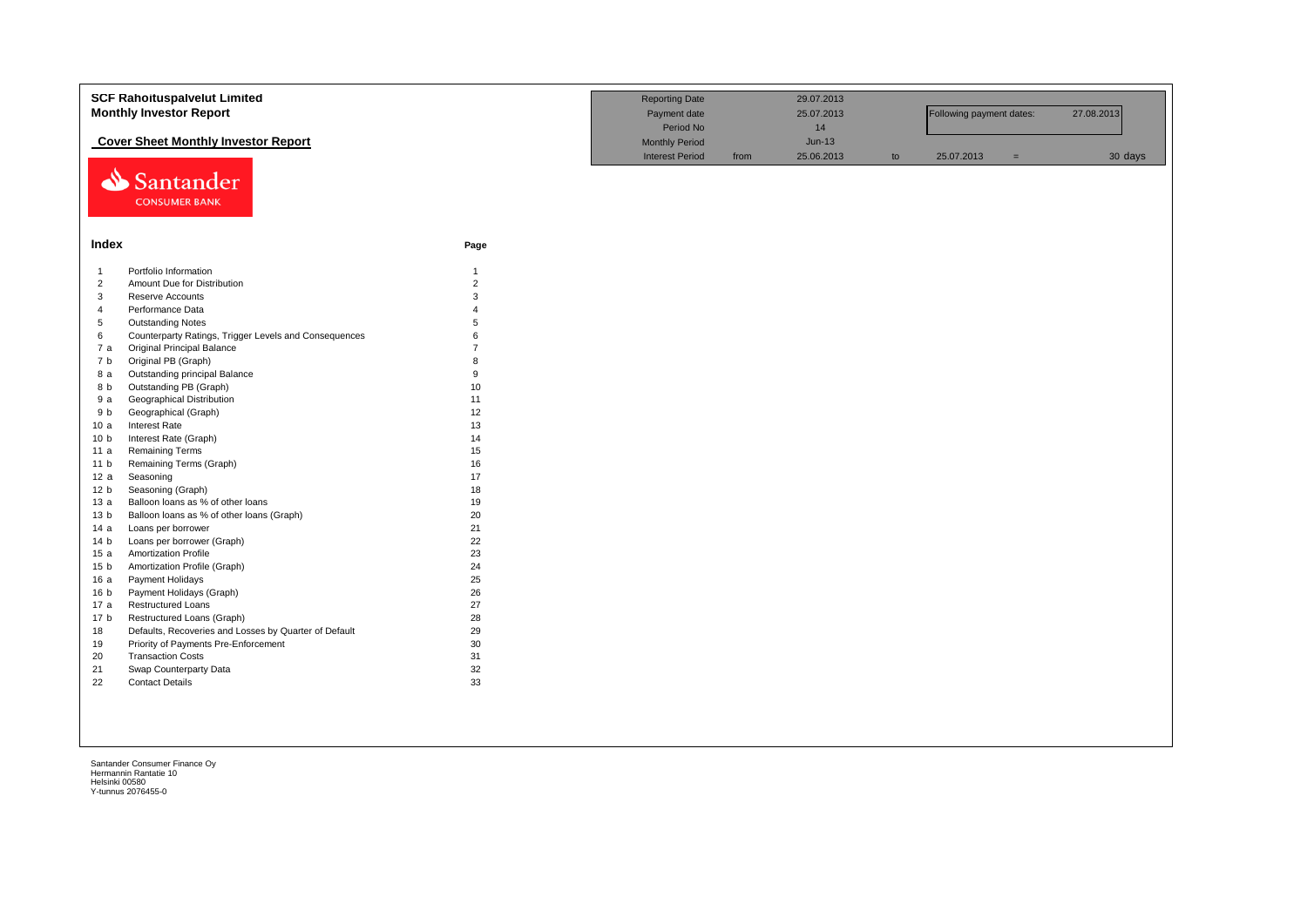# SCF Rahoituspalvelut Limited

## Monthly Investor Report

### Cover Sheet Monthly Investor Report

| | | | | | | | |
|---|---|---|---|---|---|---|---|
| Reporting Date | | 29.07.2013 | | | | | |
| Payment date | | 25.07.2013 | | Following payment dates: | | 27.08.2013 | |
| Period No | | 14 | | | | | |
| Monthly Period | | Jun-13 | | | | | |
| Interest Period | from | 25.06.2013 | to | 25.07.2013 | = | | 30 days |

Santander CONSUMER BANK

## Index

| | | Page |
|---|---|---|
| 1 | Portfolio Information | 1 |
| 2 | Amount Due for Distribution | 2 |
| 3 | Reserve Accounts | 3 |
| 4 | Performance Data | 4 |
| 5 | Outstanding Notes | 5 |
| 6 | Counterparty Ratings, Trigger Levels and Consequences | 6 |
| 7 a | Original Principal Balance | 7 |
| 7 b | Original PB (Graph) | 8 |
| 8 a | Outstanding principal Balance | 9 |
| 8 b | Outstanding PB (Graph) | 10 |
| 9 a | Geographical Distribution | 11 |
| 9 b | Geographical (Graph) | 12 |
| 10 a | Interest Rate | 13 |
| 10 b | Interest Rate (Graph) | 14 |
| 11 a | Remaining Terms | 15 |
| 11 b | Remaining Terms (Graph) | 16 |
| 12 a | Seasoning | 17 |
| 12 b | Seasoning (Graph) | 18 |
| 13 a | Balloon loans as % of other loans | 19 |
| 13 b | Balloon loans as % of other loans (Graph) | 20 |
| 14 a | Loans per borrower | 21 |
| 14 b | Loans per borrower (Graph) | 22 |
| 15 a | Amortization Profile | 23 |
| 15 b | Amortization Profile (Graph) | 24 |
| 16 a | Payment Holidays | 25 |
| 16 b | Payment Holidays (Graph) | 26 |
| 17 a | Restructured Loans | 27 |
| 17 b | Restructured Loans (Graph) | 28 |
| 18 | Defaults, Recoveries and Losses by Quarter of Default | 29 |
| 19 | Priority of Payments Pre-Enforcement | 30 |
| 20 | Transaction Costs | 31 |
| 21 | Swap Counterparty Data | 32 |
| 22 | Contact Details | 33 |

Santander Consumer Finance Oy
Hermannin Rantatie 10
Helsinki 00580
Y-tunnus 2076455-0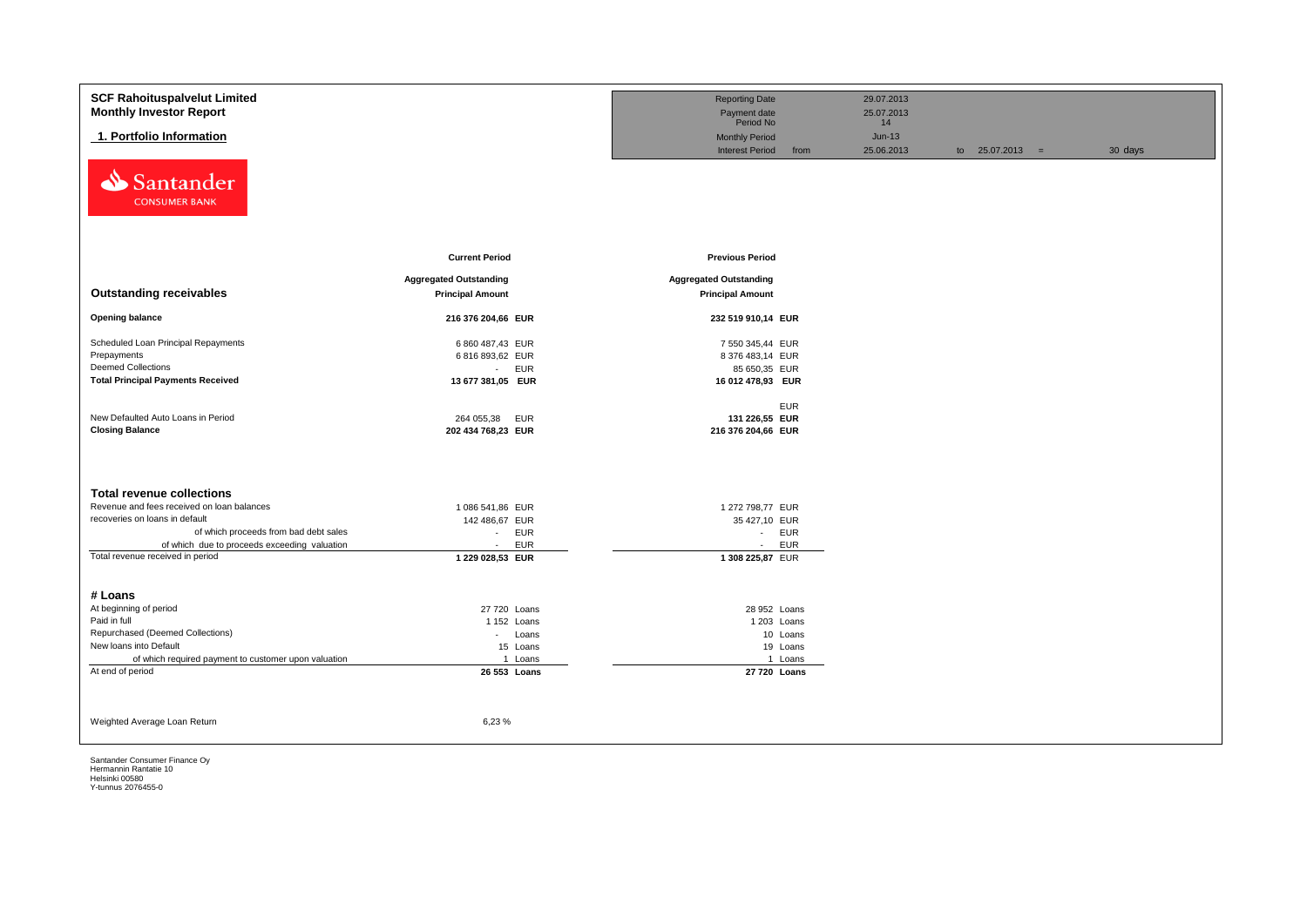**SCF Rahoituspalvelut Limited**
**Monthly Investor Report**

## 1. Portfolio Information

| | | | | | |
|---|---|---|---|---|---|
| Reporting Date | | 29.07.2013 | | | |
| Payment date | | 25.07.2013 | | | |
| Period No | | 14 | | | |
| Monthly Period | | Jun-13 | | | |
| Interest Period | from | 25.06.2013 | to | 25.07.2013 = | 30 days |

Santander CONSUMER BANK

| | Current Period | | Previous Period | |
|---|---|---|---|---|
| **Outstanding receivables** | **Aggregated Outstanding Principal Amount** | | **Aggregated Outstanding Principal Amount** | |
| **Opening balance** | **216 376 204,66** | **EUR** | **232 519 910,14** | **EUR** |
| Scheduled Loan Principal Repayments | 6 860 487,43 | EUR | 7 550 345,44 | EUR |
| Prepayments | 6 816 893,62 | EUR | 8 376 483,14 | EUR |
| Deemed Collections | - | EUR | 85 650,35 | EUR |
| **Total Principal Payments Received** | **13 677 381,05** | **EUR** | **16 012 478,93** | **EUR** |
| | | | | EUR |
| New Defaulted Auto Loans in Period | 264 055,38 | EUR | **131 226,55** | **EUR** |
| **Closing Balance** | **202 434 768,23** | **EUR** | **216 376 204,66** | **EUR** |

| **Total revenue collections** | | | | |
|---|---|---|---|---|
| Revenue and fees received on loan balances | 1 086 541,86 | EUR | 1 272 798,77 | EUR |
| recoveries on loans in default | 142 486,67 | EUR | 35 427,10 | EUR |
| of which proceeds from bad debt sales | - | EUR | - | EUR |
| of which due to proceeds exceeding valuation | - | EUR | - | EUR |
| Total revenue received in period | **1 229 028,53** | **EUR** | **1 308 225,87** | EUR |

| **# Loans** | | | | |
|---|---|---|---|---|
| At beginning of period | 27 720 | Loans | 28 952 | Loans |
| Paid in full | 1 152 | Loans | 1 203 | Loans |
| Repurchased (Deemed Collections) | - | Loans | 10 | Loans |
| New loans into Default | 15 | Loans | 19 | Loans |
| of which required payment to customer upon valuation | 1 | Loans | 1 | Loans |
| At end of period | **26 553** | **Loans** | **27 720** | **Loans** |

| | |
|---|---|
| Weighted Average Loan Return | 6,23 % |

Santander Consumer Finance Oy
Hermannin Rantatie 10
Helsinki 00580
Y-tunnus 2076455-0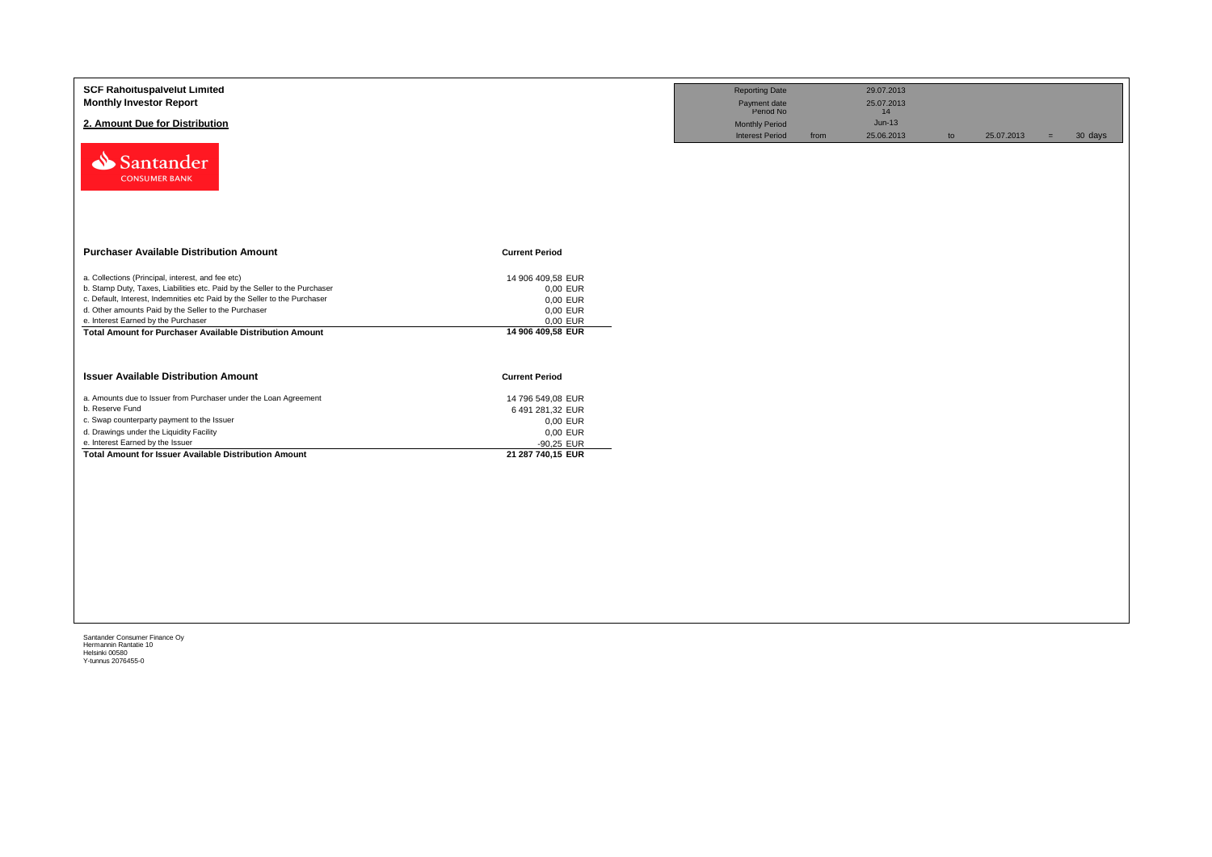**SCF Rahoituspalvelut Limited**
**Monthly Investor Report**

## 2. Amount Due for Distribution

| Reporting Date | | 29.07.2013 | | | | |
|---|---|---|---|---|---|---|
| Payment date Period No | | 25.07.2013 14 | | | | |
| Monthly Period | | Jun-13 | | | | |
| Interest Period | from | 25.06.2013 | to | 25.07.2013 | = | 30 days |

| **Purchaser Available Distribution Amount** | **Current Period** |
|---|---|
| a. Collections (Principal, interest, and fee etc) | 14 906 409,58 EUR |
| b. Stamp Duty, Taxes, Liabilities etc. Paid by the Seller to the Purchaser | 0,00 EUR |
| c. Default, Interest, Indemnities etc Paid by the Seller to the Purchaser | 0,00 EUR |
| d. Other amounts Paid by the Seller to the Purchaser | 0,00 EUR |
| e. Interest Earned by the Purchaser | 0,00 EUR |
| **Total Amount for Purchaser Available Distribution Amount** | **14 906 409,58 EUR** |

| **Issuer Available Distribution Amount** | **Current Period** |
|---|---|
| a. Amounts due to Issuer from Purchaser under the Loan Agreement | 14 796 549,08 EUR |
| b. Reserve Fund | 6 491 281,32 EUR |
| c. Swap counterparty payment to the Issuer | 0,00 EUR |
| d. Drawings under the Liquidity Facility | 0,00 EUR |
| e. Interest Earned by the Issuer | -90,25 EUR |
| **Total Amount for Issuer Available Distribution Amount** | **21 287 740,15 EUR** |

Santander Consumer Finance Oy
Hermannin Rantatie 10
Helsinki 00580
Y-tunnus 2076455-0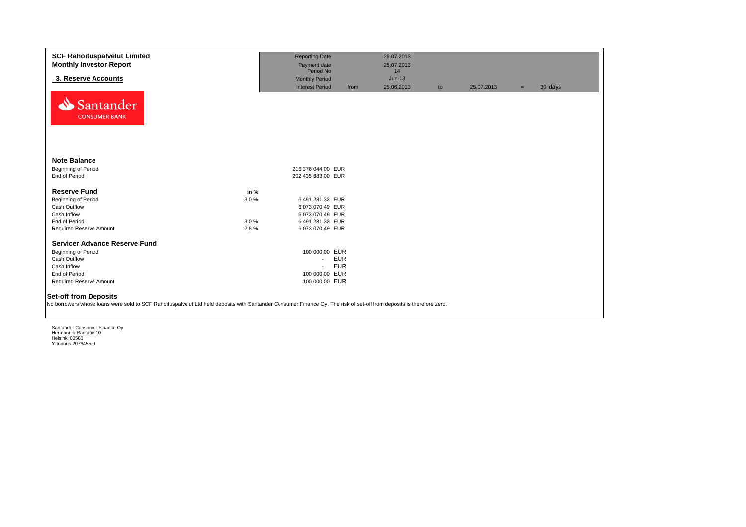**SCF Rahoituspalvelut Limited**
**Monthly Investor Report**

## 3. Reserve Accounts

| | | | | | | |
|---|---|---|---|---|---|---|
| Reporting Date | | 29.07.2013 | | | | |
| Payment date | | 25.07.2013 | | | | |
| Period No | | 14 | | | | |
| Monthly Period | | Jun-13 | | | | |
| Interest Period | from | 25.06.2013 | to | 25.07.2013 | = | 30 days |

Santander CONSUMER BANK

### Note Balance

| | | |
|---|---|---|
| Beginning of Period | 216 376 044,00 | EUR |
| End of Period | 202 435 683,00 | EUR |

### Reserve Fund

| | in % | | |
|---|---|---|---|
| Beginning of Period | 3,0 % | 6 491 281,32 | EUR |
| Cash Outflow | | 6 073 070,49 | EUR |
| Cash Inflow | | 6 073 070,49 | EUR |
| End of Period | 3,0 % | 6 491 281,32 | EUR |
| Required Reserve Amount | 2,8 % | 6 073 070,49 | EUR |

### Servicer Advance Reserve Fund

| | | |
|---|---|---|
| Beginning of Period | 100 000,00 | EUR |
| Cash Outflow | - | EUR |
| Cash Inflow | - | EUR |
| End of Period | 100 000,00 | EUR |
| Required Reserve Amount | 100 000,00 | EUR |

### Set-off from Deposits

No borrowers whose loans were sold to SCF Rahoituspalvelut Ltd held deposits with Santander Consumer Finance Oy. The risk of set-off from deposits is therefore zero.

Santander Consumer Finance Oy
Hermannin Rantatie 10
Helsinki 00580
Y-tunnus 2076455-0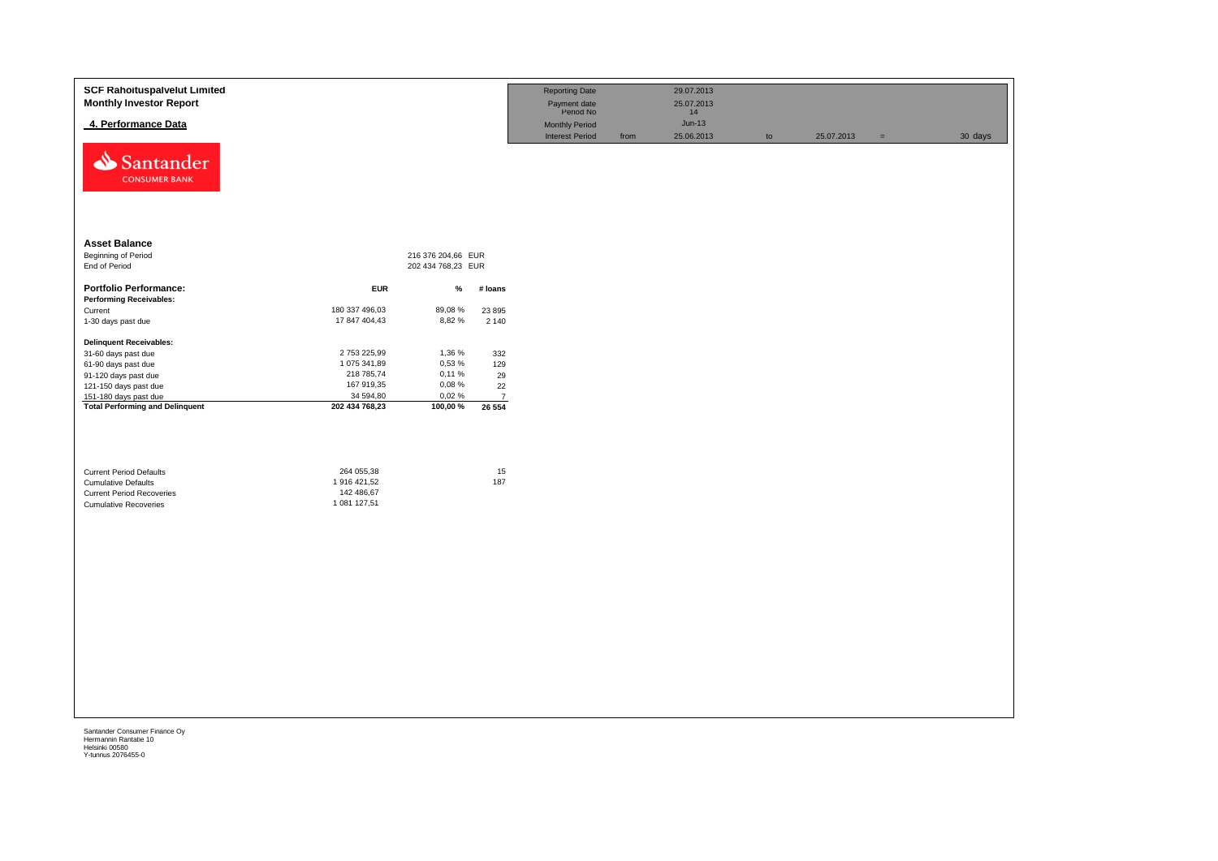**SCF Rahoituspalvelut Limited**
**Monthly Investor Report**

## 4. Performance Data

| | | | | | | |
|---|---|---|---|---|---|---|
| Reporting Date | | 29.07.2013 | | | | |
| Payment date | | 25.07.2013 | | | | |
| Period No | | 14 | | | | |
| Monthly Period | | Jun-13 | | | | |
| Interest Period | from | 25.06.2013 | to | 25.07.2013 | = | 30 days |

### Asset Balance

| | |
|---|---|
| Beginning of Period | 216 376 204,66 EUR |
| End of Period | 202 434 768,23 EUR |

| **Portfolio Performance:** | **EUR** | **%** | **# loans** |
|---|---|---|---|
| **Performing Receivables:** | | | |
| Current | 180 337 496,03 | 89,08 % | 23 895 |
| 1-30 days past due | 17 847 404,43 | 8,82 % | 2 140 |
| **Delinquent Receivables:** | | | |
| 31-60 days past due | 2 753 225,99 | 1,36 % | 332 |
| 61-90 days past due | 1 075 341,89 | 0,53 % | 129 |
| 91-120 days past due | 218 785,74 | 0,11 % | 29 |
| 121-150 days past due | 167 919,35 | 0,08 % | 22 |
| 151-180 days past due | 34 594,80 | 0,02 % | 7 |
| **Total Performing and Delinquent** | **202 434 768,23** | **100,00 %** | **26 554** |

| | | |
|---|---|---|
| Current Period Defaults | 264 055,38 | 15 |
| Cumulative Defaults | 1 916 421,52 | 187 |
| Current Period Recoveries | 142 486,67 | |
| Cumulative Recoveries | 1 081 127,51 | |

Santander Consumer Finance Oy
Hermannin Rantatie 10
Helsinki 00580
Y-tunnus 2076455-0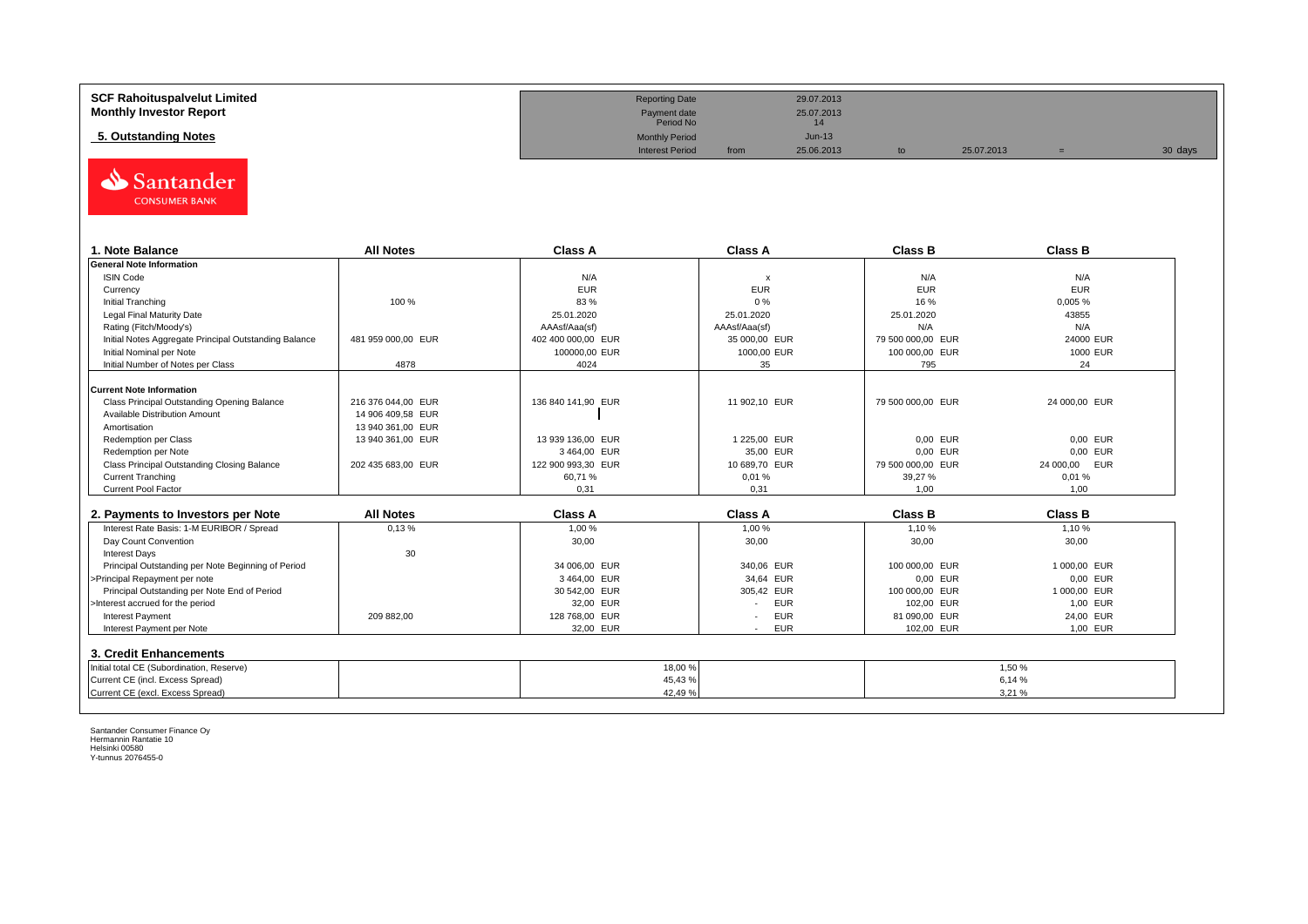**SCF Rahoituspalvelut Limited**
**Monthly Investor Report**

**5. Outstanding Notes**

| | | | | | | |
|---|---|---|---|---|---|---|
| Reporting Date | | 29.07.2013 | | | | |
| Payment date | | 25.07.2013 | | | | |
| Period No | | 14 | | | | |
| Monthly Period | | Jun-13 | | | | |
| Interest Period | from | 25.06.2013 | to | 25.07.2013 | = | 30 days |

| 1. Note Balance | All Notes | Class A | Class A | Class B | Class B |
|---|---|---|---|---|---|
| **General Note Information** | | | | | |
| ISIN Code | | N/A | x | N/A | N/A |
| Currency | | EUR | EUR | EUR | EUR |
| Initial Tranching | 100 % | 83 % | 0 % | 16 % | 0,005 % |
| Legal Final Maturity Date | | 25.01.2020 | 25.01.2020 | 25.01.2020 | 43855 |
| Rating (Fitch/Moody's) | | AAAsf/Aaa(sf) | AAAsf/Aaa(sf) | N/A | N/A |
| Initial Notes Aggregate Principal Outstanding Balance | 481 959 000,00 EUR | 402 400 000,00 EUR | 35 000,00 EUR | 79 500 000,00 EUR | 24000 EUR |
| Initial Nominal per Note | | 100000,00 EUR | 1000,00 EUR | 100 000,00 EUR | 1000 EUR |
| Initial Number of Notes per Class | 4878 | 4024 | 35 | 795 | 24 |
| **Current Note Information** | | | | | |
| Class Principal Outstanding Opening Balance | 216 376 044,00 EUR | 136 840 141,90 EUR | 11 902,10 EUR | 79 500 000,00 EUR | 24 000,00 EUR |
| Available Distribution Amount | 14 906 409,58 EUR | | | | |
| Amortisation | 13 940 361,00 EUR | | | | |
| Redemption per Class | 13 940 361,00 EUR | 13 939 136,00 EUR | 1 225,00 EUR | 0,00 EUR | 0,00 EUR |
| Redemption per Note | | 3 464,00 EUR | 35,00 EUR | 0,00 EUR | 0,00 EUR |
| Class Principal Outstanding Closing Balance | 202 435 683,00 EUR | 122 900 993,30 EUR | 10 689,70 EUR | 79 500 000,00 EUR | 24 000,00 EUR |
| Current Tranching | | 60,71 % | 0,01 % | 39,27 % | 0,01 % |
| Current Pool Factor | | 0,31 | 0,31 | 1,00 | 1,00 |

| 2. Payments to Investors per Note | All Notes | Class A | Class A | Class B | Class B |
|---|---|---|---|---|---|
| Interest Rate Basis: 1-M EURIBOR / Spread | 0,13 % | 1,00 % | 1,00 % | 1,10 % | 1,10 % |
| Day Count Convention | | 30,00 | 30,00 | 30,00 | 30,00 |
| Interest Days | 30 | | | | |
| Principal Outstanding per Note Beginning of Period | | 34 006,00 EUR | 340,06 EUR | 100 000,00 EUR | 1 000,00 EUR |
| >Principal Repayment per note | | 3 464,00 EUR | 34,64 EUR | 0,00 EUR | 0,00 EUR |
| Principal Outstanding per Note End of Period | | 30 542,00 EUR | 305,42 EUR | 100 000,00 EUR | 1 000,00 EUR |
| >Interest accrued for the period | | 32,00 EUR | - EUR | 102,00 EUR | 1,00 EUR |
| Interest Payment | 209 882,00 | 128 768,00 EUR | - EUR | 81 090,00 EUR | 24,00 EUR |
| Interest Payment per Note | | 32,00 EUR | - EUR | 102,00 EUR | 1,00 EUR |

| 3. Credit Enhancements | | Class A | Class B |
|---|---|---|---|
| Initial total CE (Subordination, Reserve) | | 18,00 % | 1,50 % |
| Current CE (incl. Excess Spread) | | 45,43 % | 6,14 % |
| Current CE (excl. Excess Spread) | | 42,49 % | 3,21 % |

Santander Consumer Finance Oy
Hermannin Rantatie 10
Helsinki 00580
Y-tunnus 2076455-0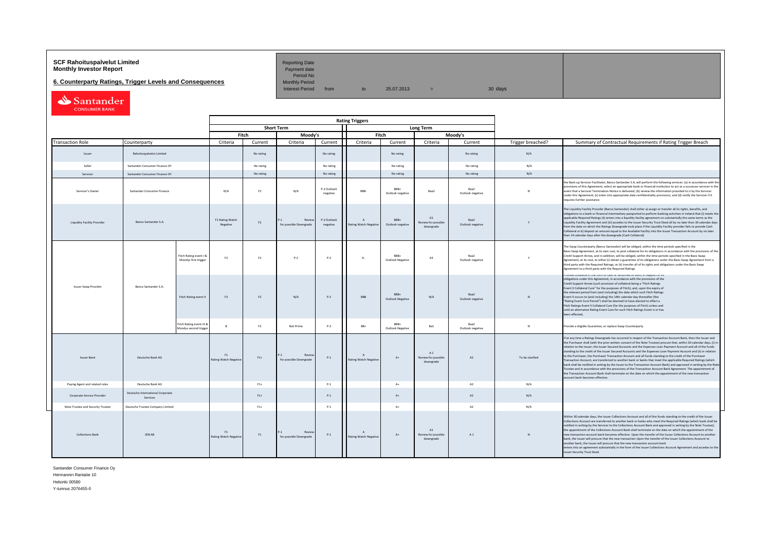**SCF Rahoituspalvelut Limited**
**Monthly Investor Report**

**6. Counterparty Ratings, Trigger Levels and Consequences**

| Reporting Date | | | | | |
|---|---|---|---|---|---|
| Payment date | | | | | |
| Period No | | | | | |
| Monthly Period | | | | | |
| Interest Period | from | to | 25.07.2013 | = | 30 days |

| | | | Rating Triggers | | | | | | | | | |
|---|---|---|---|---|---|---|---|---|---|---|---|---|
| | | | Short Term | | | | Long Term | | | | | |
| | | | Fitch | | Moody's | | Fitch | | Moody's | | | |
| Transaction Role | Counterparty | | Criteria | Current | Criteria | Current | Criteria | Current | Criteria | Current | Trigger breached? | Summary of Contractual Requirements if Rating Trigger Breach |
| Issuer | Rahoituspalvelut Limited | | | No rating | | No rating | | No rating | | No rating | N/A | |
| Seller | Santander Consumer Finance OY | | | No rating | | No rating | | No rating | | No rating | N/A | |
| Servicer | Santander Consumer Finance OY | | | No rating | | No rating | | No rating | | No rating | N/A | |
| Servicer's Owner | Santander Consumer Finance | | N/A | F2 | N/A | P-2 Outlook negative | BBB- | BBB+ Outlook negative | Baa3 | Baa2 Outlook negative | N | the Back-up Servicer Facilitator, Banco Santander S.A, will perform the following services: (a) in accordance with the provisions of this Agreement, select an appropriate bank or financial institution to act as a successor servicer in the event that a Servicer Termination Notice is delivered; (b) review the information provided to it by the Servicer under this Agreement; (c) enter into appropriate data confidentiality provisions; and (d) notify the Servicer if it requires further assistance |
| Liquidity Facility Provider | Banco Santander S.A. | | F1 Rating Watch Negative | F2 | P-1 Review for possible Downgrade | P-2 Outlook negative | A Rating Watch Negative | BBB+ Outlook negative | A1 Review for possible downgrade | Baa2 Outlook negative | Y | The Liquidity Facility Provider (Banco Santander) shall either a) assign or transfer all its rights, benefits, and obligations to a bank or financial intermediary passported to perform banking activities in Ireland that (i) meets the applicable Required Ratings (ii) enters into a liquidity facility agreement on substantially the same terms as the Liquidity Facility Agreement and (iii) accedes to the Issuer Security Trust Deed all by no later than 30 calendar days from the date on which the Ratings Downgrade took place if the Liquidity Facility provider fails to provide Cash Collateral or b) deposit an amount equal to the Available Facility into the Issuer Transaction Account by no later than 14 calendar days after the downgrade (Cash Collateral) |
| Issuer Swap Provider | Banco Santander S.A. | Fitch Rating event I & Moodys first trigger | F2 | F2 | P-2 | P-2 | A- | BBB+ Outlook Negative | A3 | Baa2 Outlook negative | Y | The Swap Counterparty (Banco Santander) will be obliged, within the time periods specified in the Basis Swap Agreement, at its own cost, to post collateral for its obligations in accordance with the provisions of the Credit Support Annex, and in addition, will be obliged, within the time periods specified in the Basis Swap Agreement, at its cost, to either (i) obtain a guarantee of its obligations under the Basis Swap Agreement from a third party with the Required Ratings; or (ii) transfer all of its rights and obligations under the Basis Swap Agreement to a third party with the Required Ratings |
| | | Fitch Rating event II | F3 | F2 | N/A | P-2 | BBB | BBB+ Outlook Negative | N/A | Baa2 Outlook negative | N | Provide collateral in the form of cash or securities or both, in support of its obligations under this Agreement, in accordance with the provisions of the Credit Support Annex (such provision of collateral being a "Fitch Ratings Event II Collateral Cure" for the purposes of Fitch), and, upon the expiry of the relevant period from (and including) the date which such Fitch Ratings Event II occurs to (and including) the 14th calendar day thereafter (the "Rating Event Cure Period") shall be deemed to have elected to effect a Fitch Ratings Event II Collateral Cure (for the purposes of Fitch) unless and until an alternative Rating Event Cure for such Fitch Ratings Event is or has been effected. |
| | | Fitch Rating event III & Moodys second trigger | B | F2 | Not Prime | P-2 | BB+ | BBB+ Outlook Negative | Ba1 | Baa2 Outlook negative | N | Provide a eligible Guarantee, or replace Swap Counterparty |
| Issuer Bank | Deutsche Bank AG | | F1 Rating Watch Negative | F1+ | P-1 Review for possible Downgrade | P-1 | A Rating Watch Negative | A+ | A 1 Review for possible downgrade | A2 | To be clarified | If at any time a Ratings Downgrade has occurred in respect of the Transaction Account Bank, then the Issuer and the Purchaser shall (with the prior written consent of the Note Trustee) procure that, within 30 calendar days, (i) in relation to the Issuer, the Issuer Secured Accounts and the Expenses Loan Payment Account and all of the funds standing to the credit of the Issuer Secured Accounts and the Expenses Loan Payment Account and (ii) in relation to the Purchaser, the Purchaser Transaction Account and all funds standing to the credit of the Purchaser Transaction Account, are transferred to another bank or banks that meet the applicable Required Ratings (which bank shall be notified in writing by the Issuer to the Transaction Account Bank) and approved in writing by the Note Trustee and in accordance with the provisions of the Transaction Account Bank Agreement. The appointment of the Transaction Account Bank shall terminate on the date on which the appointment of the new transaction account bank becomes effective. |
| Paying Agent and related roles | Deutsche Bank AG | | | F1+ | | P-1 | | A+ | | A2 | N/A | |
| Corporate Service Provider | Deutsche International Corporate Services | | | F1+ | | P-1 | | A+ | | A2 | N/A | |
| Note Trustee and Security Trustee | Deutsche Trustee Company Limited | | | F1+ | | P-1 | | A+ | | A2 | N/A | |
| Collections Bank | SEB AB | | F1 Rating Watch Negative | F1 | P-1 Review for possible Downgrade | P-1 | A Rating Watch Negative | A+ | A1 Review for possible downgrade | A 1 | N | Within 30 calendar days, the Issuer Collections Account and all of the funds standing to the credit of the Issuer Collections Account are transferred to another bank or banks who meet the Required Ratings (which bank shall be notified in writing by the Servicer to the Collections Account Bank and approved in writing by the Note Trustee); the appointment of the Collections Account Bank shall terminate on the date on which the appointment of the new transaction account bank becomes effective. Upon the transfer of the Issuer Collections Account to another bank, the Issuer will procure that the new transaction Upon the transfer of the Issuer Collections Account to another bank, the Issuer will procure that the new transaction account bank enters into an agreement substantially in the form of the Issuer Collections Account Agreement and accedes to the Issuer Security Trust Deed. |

Santander Consumer Finance Oy
Hermannin Rantatie 10
Helsinki 00580
Y-tunnus 2076455-0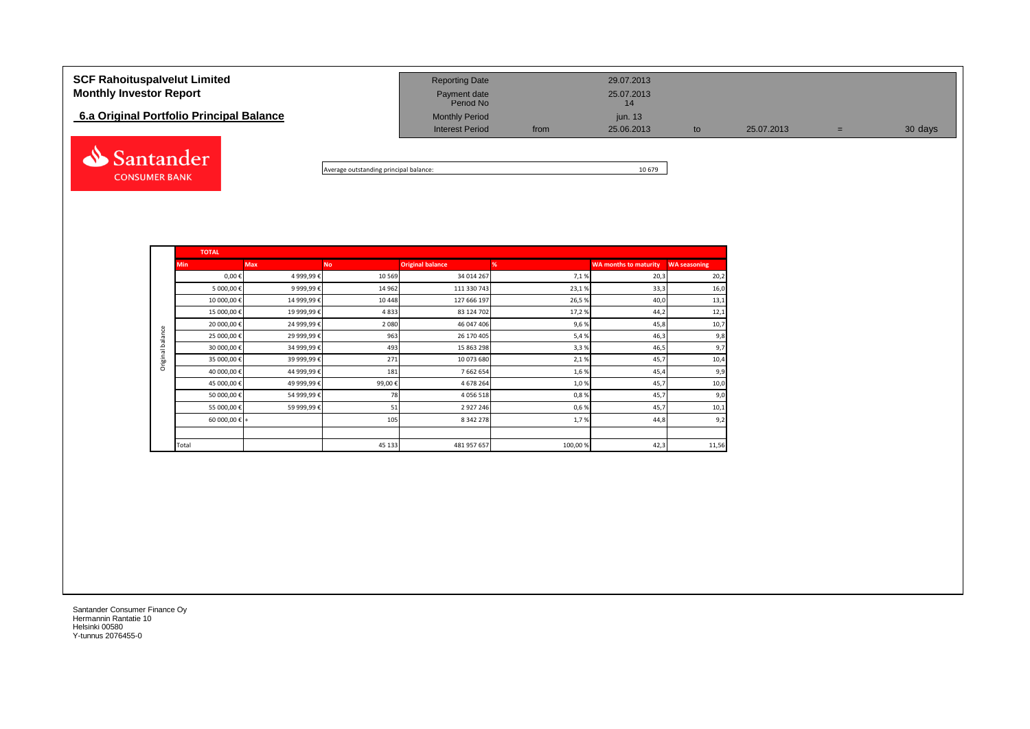**SCF Rahoituspalvelut Limited**
**Monthly Investor Report**

**6.a Original Portfolio Principal Balance**

| | | | | | | |
|---|---|---|---|---|---|---|
| Reporting Date | | 29.07.2013 | | | | |
| Payment date | | 25.07.2013 | | | | |
| Period No | | 14 | | | | |
| Monthly Period | | jun. 13 | | | | |
| Interest Period | from | 25.06.2013 | to | 25.07.2013 | = | 30 days |

Average outstanding principal balance: 10 679

**TOTAL**

| | Min | Max | No | Original balance | % | WA months to maturity | WA seasoning |
|---|---|---|---|---|---|---|---|
| Original balance | 0,00 € | 4 999,99 € | 10 569 | 34 014 267 | 7,1 % | 20,3 | 20,2 |
| | 5 000,00 € | 9 999,99 € | 14 962 | 111 330 743 | 23,1 % | 33,3 | 16,0 |
| | 10 000,00 € | 14 999,99 € | 10 448 | 127 666 197 | 26,5 % | 40,0 | 13,1 |
| | 15 000,00 € | 19 999,99 € | 4 833 | 83 124 702 | 17,2 % | 44,2 | 12,1 |
| | 20 000,00 € | 24 999,99 € | 2 080 | 46 047 406 | 9,6 % | 45,8 | 10,7 |
| | 25 000,00 € | 29 999,99 € | 963 | 26 170 405 | 5,4 % | 46,3 | 9,8 |
| | 30 000,00 € | 34 999,99 € | 493 | 15 863 298 | 3,3 % | 46,5 | 9,7 |
| | 35 000,00 € | 39 999,99 € | 271 | 10 073 680 | 2,1 % | 45,7 | 10,4 |
| | 40 000,00 € | 44 999,99 € | 181 | 7 662 654 | 1,6 % | 45,4 | 9,9 |
| | 45 000,00 € | 49 999,99 € | 99,00 € | 4 678 264 | 1,0 % | 45,7 | 10,0 |
| | 50 000,00 € | 54 999,99 € | 78 | 4 056 518 | 0,8 % | 45,7 | 9,0 |
| | 55 000,00 € | 59 999,99 € | 51 | 2 927 246 | 0,6 % | 45,7 | 10,1 |
| | 60 000,00 € + | | 105 | 8 342 278 | 1,7 % | 44,8 | 9,2 |
| | | | | | | | |
| | Total | | 45 133 | 481 957 657 | 100,00 % | 42,3 | 11,56 |

Santander Consumer Finance Oy
Hermannin Rantatie 10
Helsinki 00580
Y-tunnus 2076455-0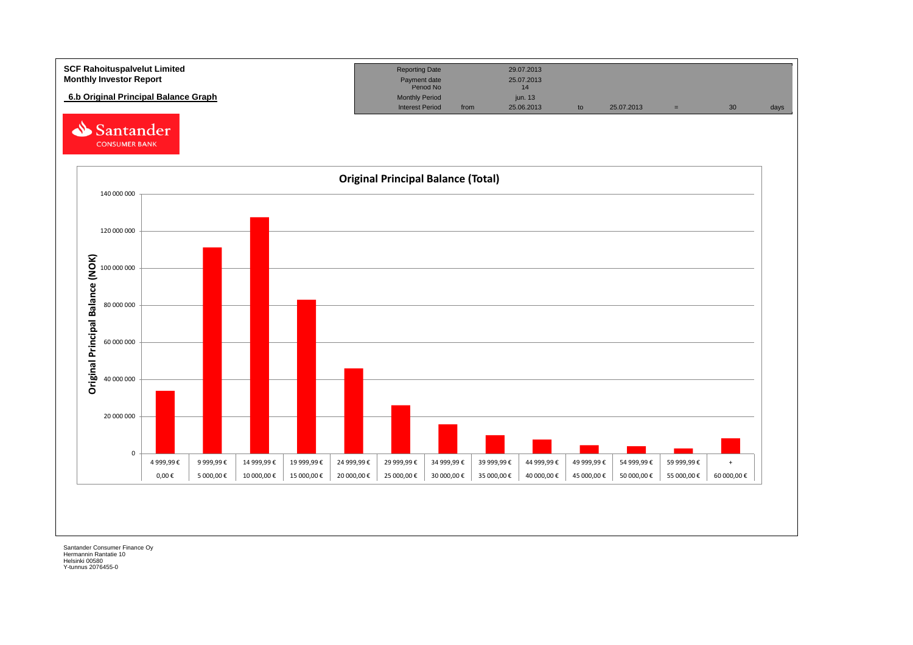**SCF Rahoituspalvelut Limited**
**Monthly Investor Report**

## 6.b Original Principal Balance Graph

| | | | | | | | |
|---|---|---|---|---|---|---|---|
| Reporting Date | | 29.07.2013 | | | | | |
| Payment date | | 25.07.2013 | | | | | |
| Period No | | 14 | | | | | |
| Monthly Period | | jun. 13 | | | | | |
| Interest Period | from | 25.06.2013 | to | 25.07.2013 | = | 30 | days |

Santander CONSUMER BANK

### Original Principal Balance (Total)

Original Principal Balance (NOK)

| From | To |
|---|---|
| 0,00 € | 4 999,99 € |
| 5 000,00 € | 9 999,99 € |
| 10 000,00 € | 14 999,99 € |
| 15 000,00 € | 19 999,99 € |
| 20 000,00 € | 24 999,99 € |
| 25 000,00 € | 29 999,99 € |
| 30 000,00 € | 34 999,99 € |
| 35 000,00 € | 39 999,99 € |
| 40 000,00 € | 44 999,99 € |
| 45 000,00 € | 49 999,99 € |
| 50 000,00 € | 54 999,99 € |
| 55 000,00 € | 59 999,99 € |
| 60 000,00 € | + |

Santander Consumer Finance Oy
Hermannin Rantatie 10
Helsinki 00580
Y-tunnus 2076455-0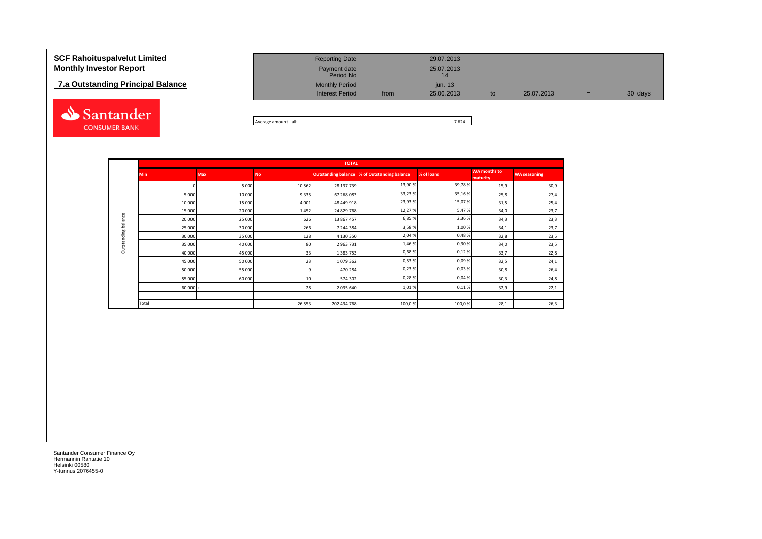# SCF Rahoituspalvelut Limited
# Monthly Investor Report

## 7.a Outstanding Principal Balance

| | | | | | | |
|---|---|---|---|---|---|---|
| Reporting Date | | 29.07.2013 | | | | |
| Payment date | | 25.07.2013 | | | | |
| Period No | | 14 | | | | |
| Monthly Period | | jun. 13 | | | | |
| Interest Period | from | 25.06.2013 | to | 25.07.2013 | = | 30 days |

Average amount - all: 7 624

| | TOTAL | | | | | | | |
|---|---|---|---|---|---|---|---|---|
| | Min | Max | No | Outstanding balance | % of Outstanding balance | % of loans | WA months to maturity | WA seasoning |
| Outstanding balance | 0 | 5 000 | 10 562 | 28 137 739 | 13,90 % | 39,78 % | 15,9 | 30,9 |
| | 5 000 | 10 000 | 9 335 | 67 268 083 | 33,23 % | 35,16 % | 25,8 | 27,4 |
| | 10 000 | 15 000 | 4 001 | 48 449 918 | 23,93 % | 15,07 % | 31,5 | 25,4 |
| | 15 000 | 20 000 | 1 452 | 24 829 768 | 12,27 % | 5,47 % | 34,0 | 23,7 |
| | 20 000 | 25 000 | 626 | 13 867 457 | 6,85 % | 2,36 % | 34,3 | 23,3 |
| | 25 000 | 30 000 | 266 | 7 244 384 | 3,58 % | 1,00 % | 34,1 | 23,7 |
| | 30 000 | 35 000 | 128 | 4 130 350 | 2,04 % | 0,48 % | 32,8 | 23,5 |
| | 35 000 | 40 000 | 80 | 2 963 731 | 1,46 % | 0,30 % | 34,0 | 23,5 |
| | 40 000 | 45 000 | 33 | 1 383 753 | 0,68 % | 0,12 % | 33,7 | 22,8 |
| | 45 000 | 50 000 | 23 | 1 079 362 | 0,53 % | 0,09 % | 32,5 | 24,1 |
| | 50 000 | 55 000 | 9 | 470 284 | 0,23 % | 0,03 % | 30,8 | 26,4 |
| | 55 000 | 60 000 | 10 | 574 302 | 0,28 % | 0,04 % | 30,3 | 24,8 |
| | 60 000 + | | 28 | 2 035 640 | 1,01 % | 0,11 % | 32,9 | 22,1 |
| | Total | | 26 553 | 202 434 768 | 100,0 % | 100,0 % | 28,1 | 26,3 |

Santander Consumer Finance Oy
Hermannin Rantatie 10
Helsinki 00580
Y-tunnus 2076455-0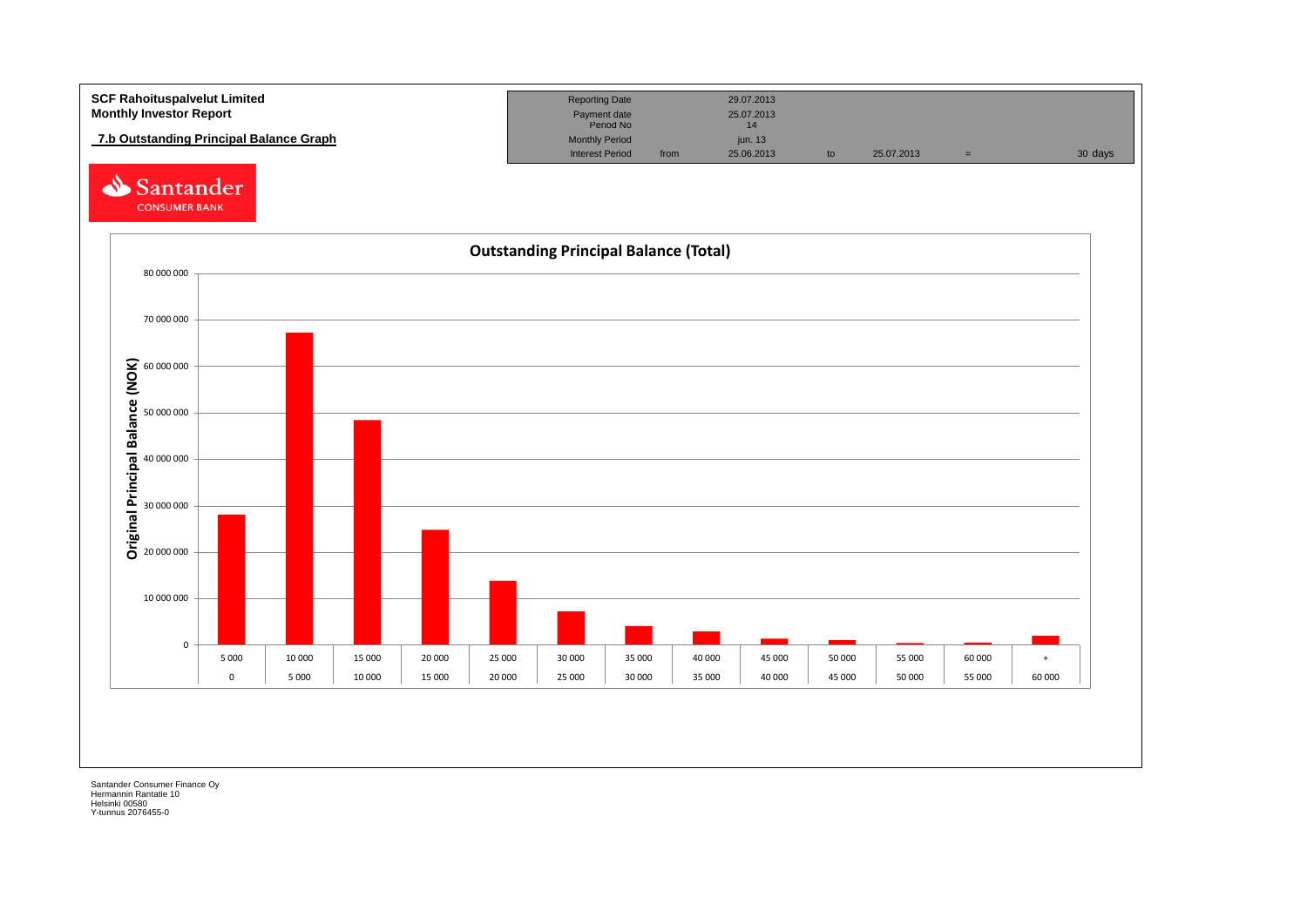**SCF Rahoituspalvelut Limited**
**Monthly Investor Report**

**7.b Outstanding Principal Balance Graph**

| Reporting Date | | 29.07.2013 | | | | |
|---|---|---|---|---|---|---|
| Payment date | | 25.07.2013 | | | | |
| Period No | | 14 | | | | |
| Monthly Period | | jun. 13 | | | | |
| Interest Period | from | 25.06.2013 | to | 25.07.2013 | = | 30 days |

Santander CONSUMER BANK

**Outstanding Principal Balance (Total)**

Original Principal Balance (NOK)

| From | To |
|---|---|
| 0 | 5 000 |
| 5 000 | 10 000 |
| 10 000 | 15 000 |
| 15 000 | 20 000 |
| 20 000 | 25 000 |
| 25 000 | 30 000 |
| 30 000 | 35 000 |
| 35 000 | 40 000 |
| 40 000 | 45 000 |
| 45 000 | 50 000 |
| 50 000 | 55 000 |
| 55 000 | 60 000 |
| 60 000 | + |

Santander Consumer Finance Oy
Hermannin Rantatie 10
Helsinki 00580
Y-tunnus 2076455-0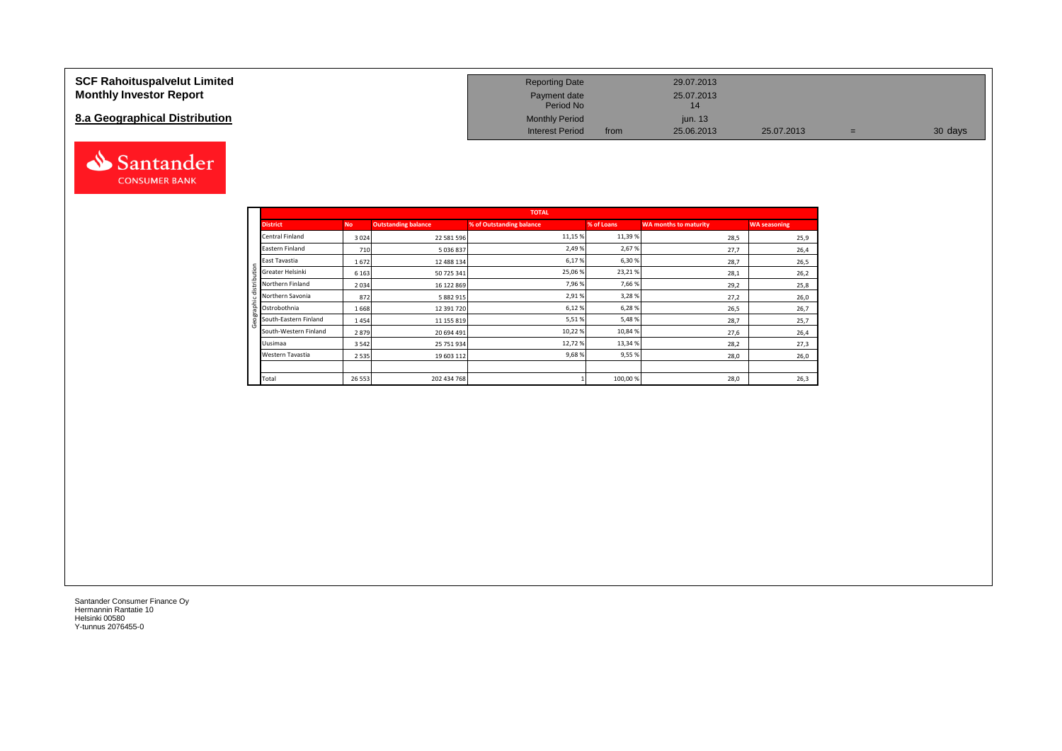# SCF Rahoituspalvelut Limited
# Monthly Investor Report

## 8.a Geographical Distribution

| | | | | |
|---|---|---|---|---|
| Reporting Date | | 29.07.2013 | | | |
| Payment date | | 25.07.2013 | | | |
| Period No | | 14 | | | |
| Monthly Period | | jun. 13 | | | |
| Interest Period | from | 25.06.2013 | 25.07.2013 | = | 30 days |

| | TOTAL | | | | | |
|---|---|---|---|---|---|---|
| **District** | **No** | **Outstanding balance** | **% of Outstanding balance** | **% of Loans** | **WA months to maturity** | **WA seasoning** |
| Central Finland | 3 024 | 22 581 596 | 11,15 % | 11,39 % | 28,5 | 25,9 |
| Eastern Finland | 710 | 5 036 837 | 2,49 % | 2,67 % | 27,7 | 26,4 |
| East Tavastia | 1 672 | 12 488 134 | 6,17 % | 6,30 % | 28,7 | 26,5 |
| Greater Helsinki | 6 163 | 50 725 341 | 25,06 % | 23,21 % | 28,1 | 26,2 |
| Northern Finland | 2 034 | 16 122 869 | 7,96 % | 7,66 % | 29,2 | 25,8 |
| Northern Savonia | 872 | 5 882 915 | 2,91 % | 3,28 % | 27,2 | 26,0 |
| Ostrobothnia | 1 668 | 12 391 720 | 6,12 % | 6,28 % | 26,5 | 26,7 |
| South-Eastern Finland | 1 454 | 11 155 819 | 5,51 % | 5,48 % | 28,7 | 25,7 |
| South-Western Finland | 2 879 | 20 694 491 | 10,22 % | 10,84 % | 27,6 | 26,4 |
| Uusimaa | 3 542 | 25 751 934 | 12,72 % | 13,34 % | 28,2 | 27,3 |
| Western Tavastia | 2 535 | 19 603 112 | 9,68 % | 9,55 % | 28,0 | 26,0 |
| | | | | | | |
| Total | 26 553 | 202 434 768 | 1 | 100,00 % | 28,0 | 26,3 |

Santander Consumer Finance Oy
Hermannin Rantatie 10
Helsinki 00580
Y-tunnus 2076455-0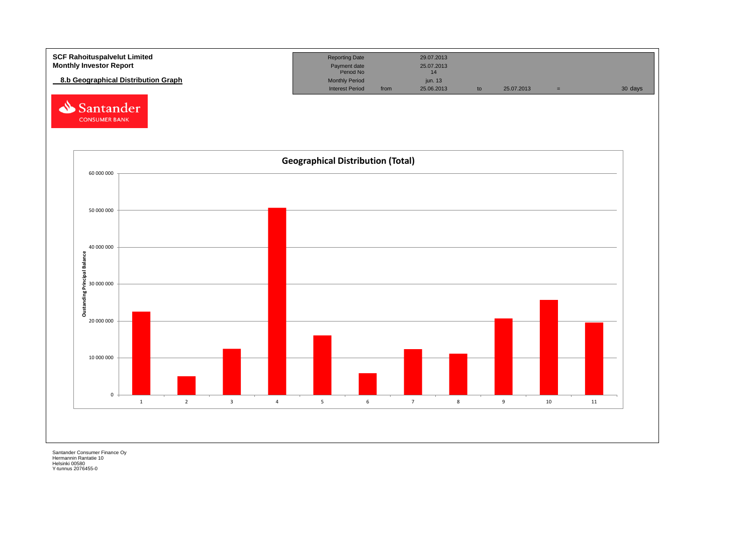**SCF Rahoituspalvelut Limited**
**Monthly Investor Report**

**8.b Geographical Distribution Graph**

| Reporting Date | | 29.07.2013 | | | | |
|---|---|---|---|---|---|---|
| Payment date | | 25.07.2013 | | | | |
| Period No | | 14 | | | | |
| Monthly Period | | jun. 13 | | | | |
| Interest Period | from | 25.06.2013 | to | 25.07.2013 | = | 30 days |

Santander CONSUMER BANK

**Geographical Distribution (Total)**

Oustanding Principal Balance

60 000 000
50 000 000
40 000 000
30 000 000
20 000 000
10 000 000
0

1 2 3 4 5 6 7 8 9 10 11

Santander Consumer Finance Oy
Hermannin Rantatie 10
Helsinki 00580
Y-tunnus 2076455-0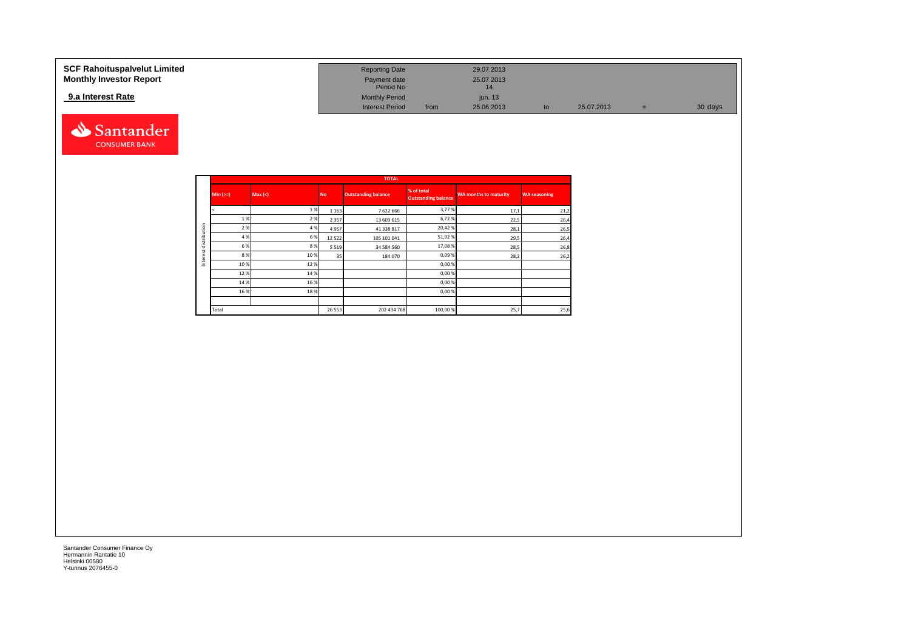**SCF Rahoituspalvelut Limited**
**Monthly Investor Report**

**9.a Interest Rate**

| | | | | | | | |
|---|---|---|---|---|---|---|---|
| Reporting Date | | 29.07.2013 | | | | | |
| Payment date | | 25.07.2013 | | | | | |
| Period No | | 14 | | | | | |
| Monthly Period | | jun. 13 | | | | | |
| Interest Period | from | 25.06.2013 | to | 25.07.2013 | = | 30 days | |

| | TOTAL | | | | | | |
|---|---|---|---|---|---|---|---|
| Interest distribution | Min (>=) | Max (<) | No | Outstanding balance | % of total Outstanding balance | WA months to maturity | WA seasoning |
| | < | 1 % | 1 163 | 7 622 666 | 3,77 % | 17,1 | 21,2 |
| | 1 % | 2 % | 2 357 | 13 603 615 | 6,72 % | 22,5 | 26,4 |
| | 2 % | 4 % | 4 957 | 41 338 817 | 20,42 % | 28,1 | 26,5 |
| | 4 % | 6 % | 12 522 | 105 101 041 | 51,92 % | 29,5 | 26,4 |
| | 6 % | 8 % | 5 519 | 34 584 560 | 17,08 % | 28,5 | 26,8 |
| | 8 % | 10 % | 35 | 184 070 | 0,09 % | 28,2 | 26,2 |
| | 10 % | 12 % | | | 0,00 % | | |
| | 12 % | 14 % | | | 0,00 % | | |
| | 14 % | 16 % | | | 0,00 % | | |
| | 16 % | 18 % | | | 0,00 % | | |
| | | | | | | | |
| | Total | | 26 553 | 202 434 768 | 100,00 % | 25,7 | 25,6 |

Santander Consumer Finance Oy
Hermannin Rantatie 10
Helsinki 00580
Y-tunnus 2076455-0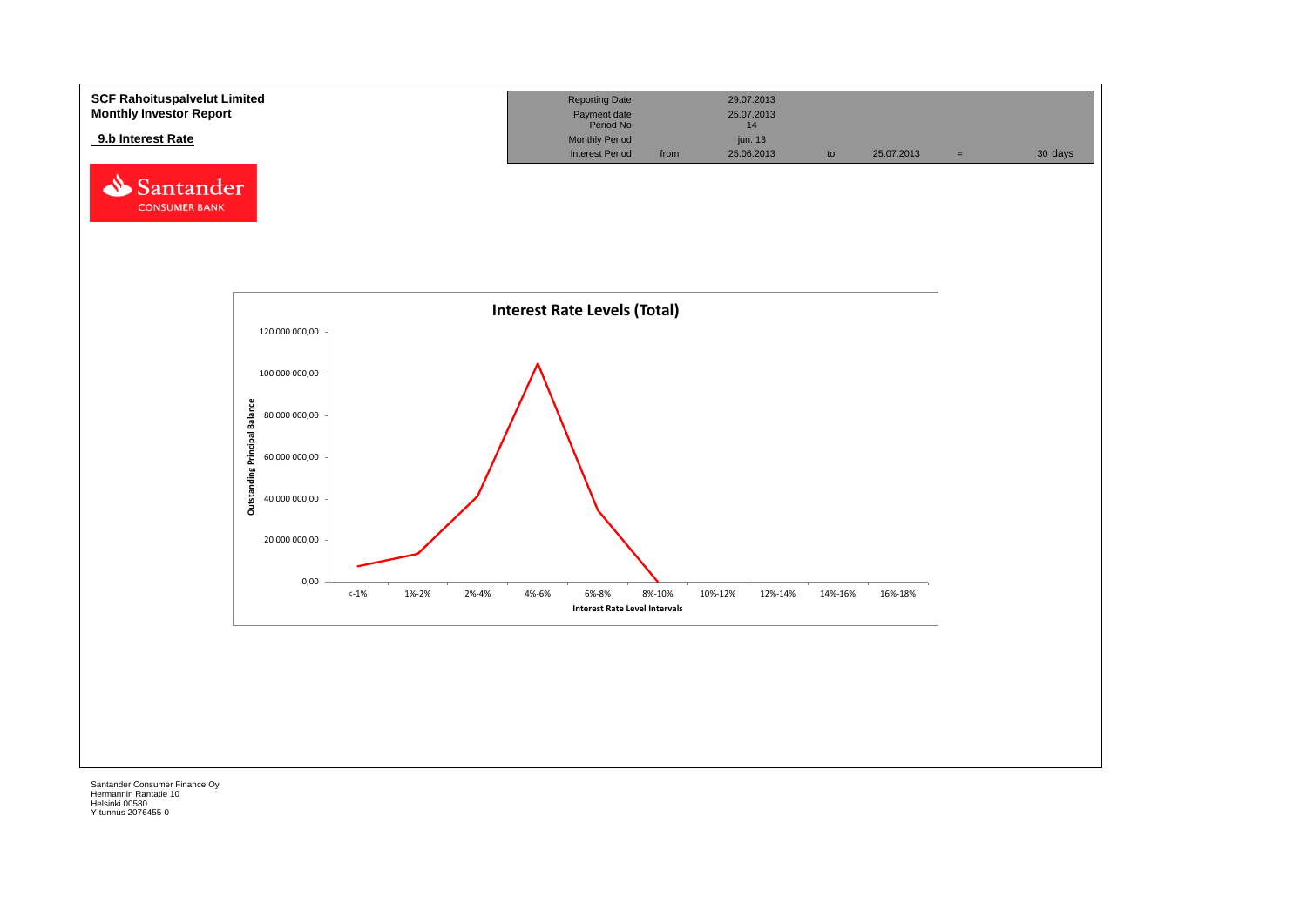**SCF Rahoituspalvelut Limited**
**Monthly Investor Report**

**9.b Interest Rate**

| Reporting Date | | 29.07.2013 | | | | |
|---|---|---|---|---|---|---|
| Payment date | | 25.07.2013 | | | | |
| Period No | | 14 | | | | |
| Monthly Period | | jun. 13 | | | | |
| Interest Period | from | 25.06.2013 | to | 25.07.2013 | = | 30 days |

Santander CONSUMER BANK

**Interest Rate Levels (Total)**

Outstanding Principal Balance: 120 000 000,00; 100 000 000,00; 80 000 000,00; 60 000 000,00; 40 000 000,00; 20 000 000,00; 0,00

Interest Rate Level Intervals: <-1%; 1%-2%; 2%-4%; 4%-6%; 6%-8%; 8%-10%; 10%-12%; 12%-14%; 14%-16%; 16%-18%

Santander Consumer Finance Oy
Hermannin Rantatie 10
Helsinki 00580
Y-tunnus 2076455-0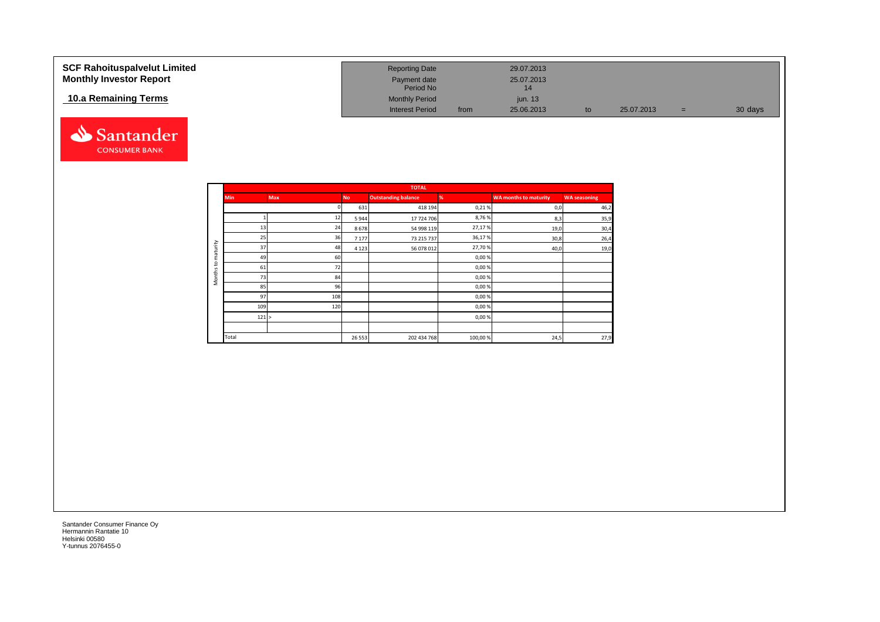**SCF Rahoituspalvelut Limited**
**Monthly Investor Report**

**10.a Remaining Terms**

| | | | | | |
|---|---|---|---|---|---|
| Reporting Date | | 29.07.2013 | | | |
| Payment date | | 25.07.2013 | | | |
| Period No | | 14 | | | |
| Monthly Period | | jun. 13 | | | |
| Interest Period | from | 25.06.2013 | to | 25.07.2013 | = 30 days |

| | TOTAL | | | | | | |
|---|---|---|---|---|---|---|---|
| | Min | Max | No | Outstanding balance | % | WA months to maturity | WA seasoning |
| Months to maturity | | 0 | 631 | 418 194 | 0,21 % | 0,0 | 46,2 |
| | 1 | 12 | 5 944 | 17 724 706 | 8,76 % | 8,3 | 35,9 |
| | 13 | 24 | 8 678 | 54 998 119 | 27,17 % | 19,0 | 30,4 |
| | 25 | 36 | 7 177 | 73 215 737 | 36,17 % | 30,8 | 26,4 |
| | 37 | 48 | 4 123 | 56 078 012 | 27,70 % | 40,0 | 19,0 |
| | 49 | 60 | | | 0,00 % | | |
| | 61 | 72 | | | 0,00 % | | |
| | 73 | 84 | | | 0,00 % | | |
| | 85 | 96 | | | 0,00 % | | |
| | 97 | 108 | | | 0,00 % | | |
| | 109 | 120 | | | 0,00 % | | |
| | 121 | > | | | 0,00 % | | |
| | | | | | | | |
| | Total | | 26 553 | 202 434 768 | 100,00 % | 24,5 | 27,9 |

Santander Consumer Finance Oy
Hermannin Rantatie 10
Helsinki 00580
Y-tunnus 2076455-0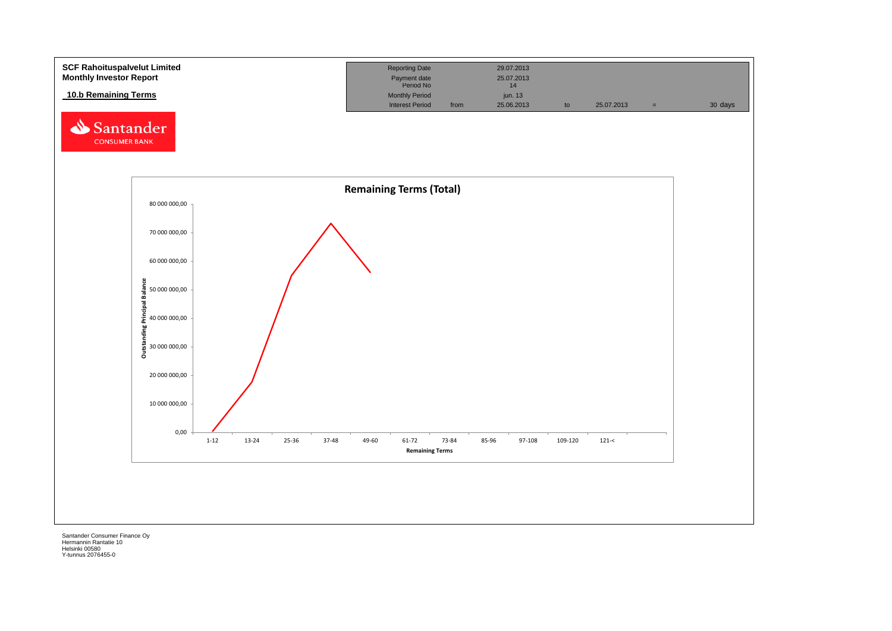**SCF Rahoituspalvelut Limited**
**Monthly Investor Report**

**10.b Remaining Terms**

| Reporting Date | | 29.07.2013 | | | | |
|---|---|---|---|---|---|---|
| Payment date | | 25.07.2013 | | | | |
| Period No | | 14 | | | | |
| Monthly Period | | jun. 13 | | | | |
| Interest Period | from | 25.06.2013 | to | 25.07.2013 | = | 30 days |

Santander CONSUMER BANK

**Remaining Terms (Total)**

Outstanding Principal Balance: 0,00 – 80 000 000,00

Remaining Terms: 1-12, 13-24, 25-36, 37-48, 49-60, 61-72, 73-84, 85-96, 97-108, 109-120, 121-<

Santander Consumer Finance Oy
Hermannin Rantatie 10
Helsinki 00580
Y-tunnus 2076455-0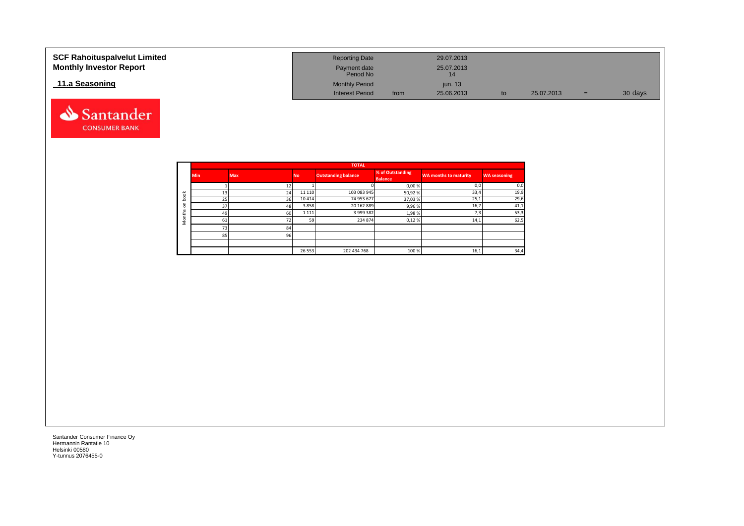**SCF Rahoituspalvelut Limited**
**Monthly Investor Report**

## 11.a Seasoning

| | | | | |
|---|---|---|---|---|
| Reporting Date | | 29.07.2013 | | | | |
| Payment date | | 25.07.2013 | | | | |
| Period No | | 14 | | | | |
| Monthly Period | | jun. 13 | | | | |
| Interest Period | from | 25.06.2013 | to | 25.07.2013 | = | 30 days |

| | TOTAL | | | | | | |
|---|---|---|---|---|---|---|---|
| | Min | Max | No | Outstanding balance | % of Outstanding Balance | WA months to maturity | WA seasoning |
| Months on book | 1 | 12 | 1 | 0 | 0,00 % | 0,0 | 0,0 |
| | 13 | 24 | 11 110 | 103 083 945 | 50,92 % | 33,4 | 19,9 |
| | 25 | 36 | 10 414 | 74 953 677 | 37,03 % | 25,1 | 29,6 |
| | 37 | 48 | 3 858 | 20 162 889 | 9,96 % | 16,7 | 41,1 |
| | 49 | 60 | 1 111 | 3 999 382 | 1,98 % | 7,3 | 53,3 |
| | 61 | 72 | 59 | 234 874 | 0,12 % | 14,1 | 62,5 |
| | 73 | 84 | | | | | |
| | 85 | 96 | | | | | |
| | | | | | | | |
| | | | 26 553 | 202 434 768 | 100 % | 16,1 | 34,4 |

Santander Consumer Finance Oy
Hermannin Rantatie 10
Helsinki 00580
Y-tunnus 2076455-0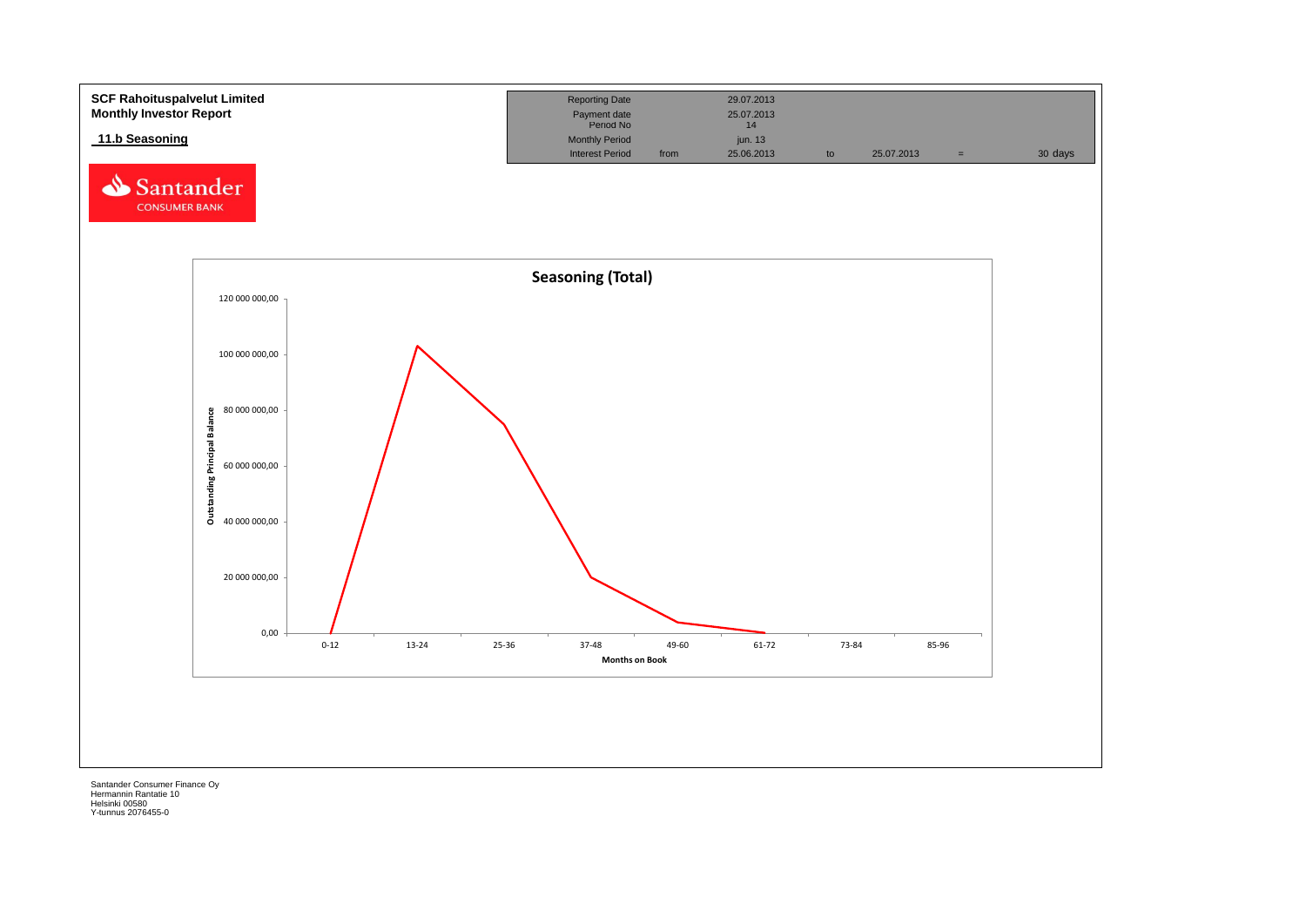**SCF Rahoituspalvelut Limited**
**Monthly Investor Report**

**11.b Seasoning**

| Reporting Date | | 29.07.2013 | | | | |
|---|---|---|---|---|---|---|
| Payment date | | 25.07.2013 | | | | |
| Period No | | 14 | | | | |
| Monthly Period | | jun. 13 | | | | |
| Interest Period | from | 25.06.2013 | to | 25.07.2013 | = | 30 days |

Santander CONSUMER BANK

**Seasoning (Total)**

Outstanding Principal Balance

120 000 000,00
100 000 000,00
80 000 000,00
60 000 000,00
40 000 000,00
20 000 000,00
0,00

0-12 | 13-24 | 25-36 | 37-48 | 49-60 | 61-72 | 73-84 | 85-96

Months on Book

Santander Consumer Finance Oy
Hermannin Rantatie 10
Helsinki 00580
Y-tunnus 2076455-0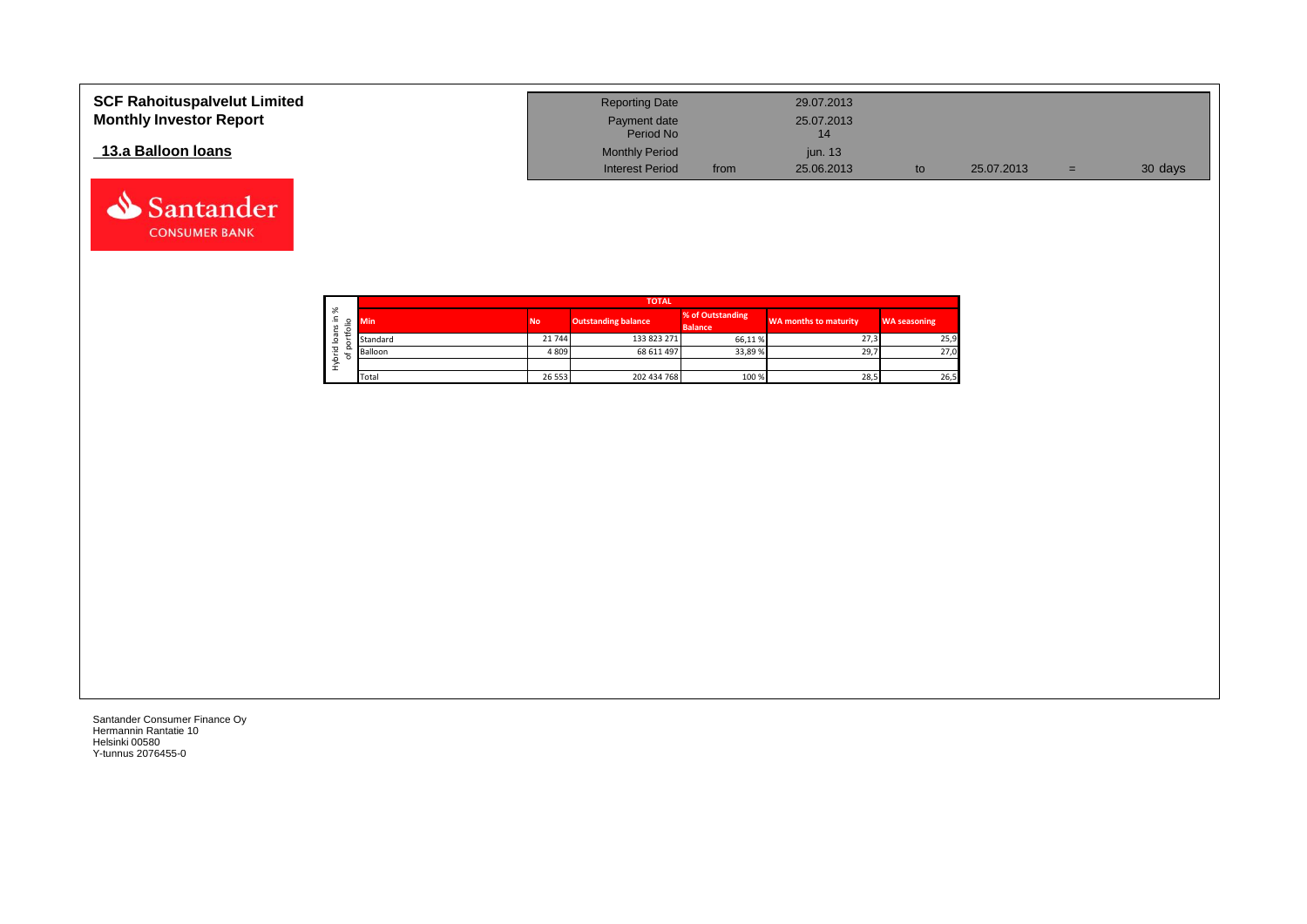# SCF Rahoituspalvelut Limited
## Monthly Investor Report

### 13.a Balloon loans

| | | | | | | |
|---|---|---|---|---|---|---|
| Reporting Date | | 29.07.2013 | | | | |
| Payment date | | 25.07.2013 | | | | |
| Period No | | 14 | | | | |
| Monthly Period | | jun. 13 | | | | |
| Interest Period | from | 25.06.2013 | to | 25.07.2013 | = | 30 days |

Santander CONSUMER BANK

**Hybrid loans in % of portfolio**

| TOTAL | | | | | |
|---|---|---|---|---|---|
| Min | No | Outstanding balance | % of Outstanding Balance | WA months to maturity | WA seasoning |
| Standard | 21 744 | 133 823 271 | 66,11 % | 27,3 | 25,9 |
| Balloon | 4 809 | 68 611 497 | 33,89 % | 29,7 | 27,0 |
| | | | | | |
| Total | 26 553 | 202 434 768 | 100 % | 28,5 | 26,5 |

Santander Consumer Finance Oy
Hermannin Rantatie 10
Helsinki 00580
Y-tunnus 2076455-0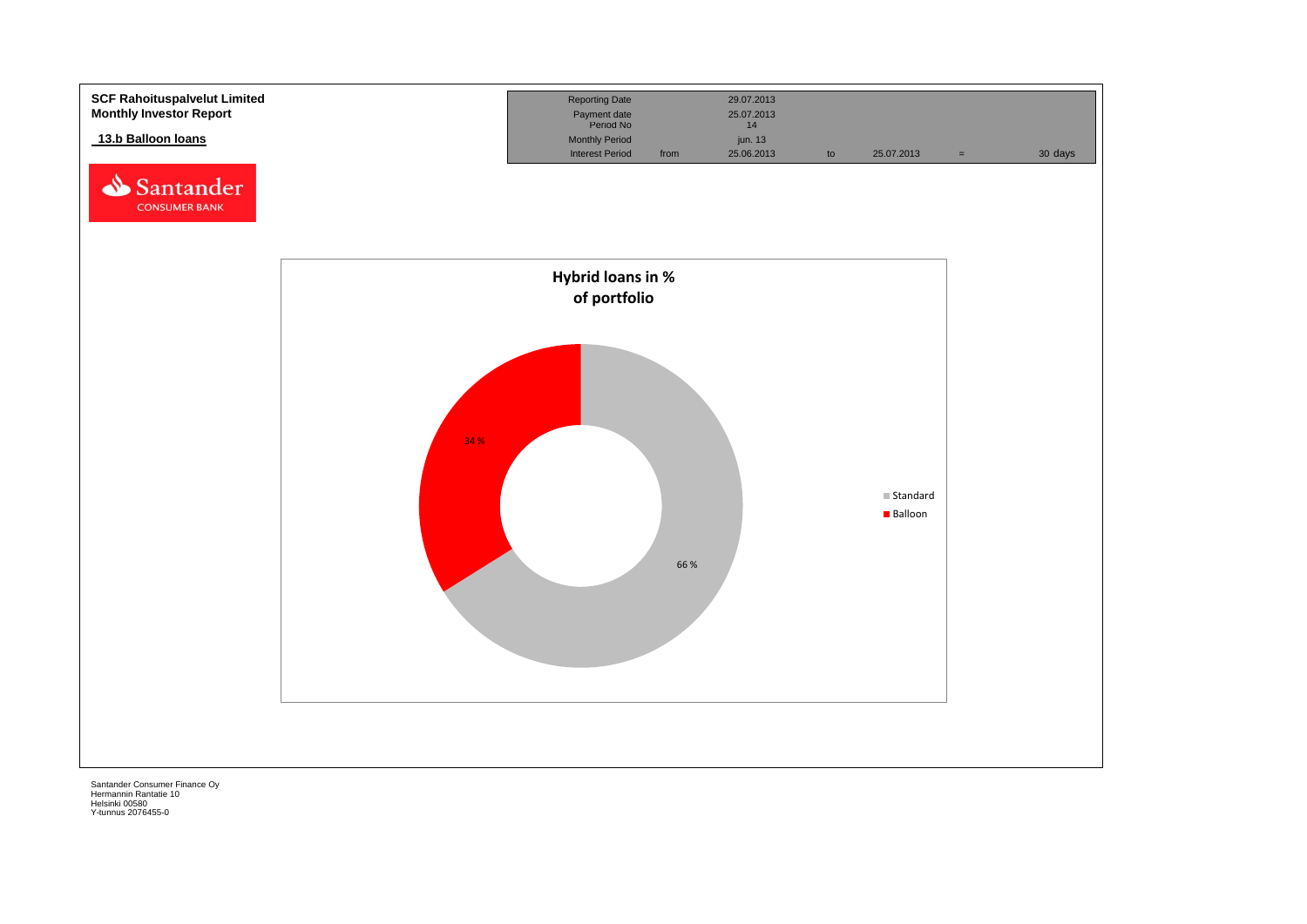**SCF Rahoituspalvelut Limited**
**Monthly Investor Report**

## 13.b Balloon loans

| | | | | | | |
|---|---|---|---|---|---|---|
| Reporting Date | | 29.07.2013 | | | | |
| Payment date | | 25.07.2013 | | | | |
| Period No | | 14 | | | | |
| Monthly Period | | jun. 13 | | | | |
| Interest Period | from | 25.06.2013 | to | 25.07.2013 | = | 30 days |

**Hybrid loans in % of portfolio**

| Type | % |
|---|---|
| Standard | 66 % |
| Balloon | 34 % |

Santander Consumer Finance Oy
Hermannin Rantatie 10
Helsinki 00580
Y-tunnus 2076455-0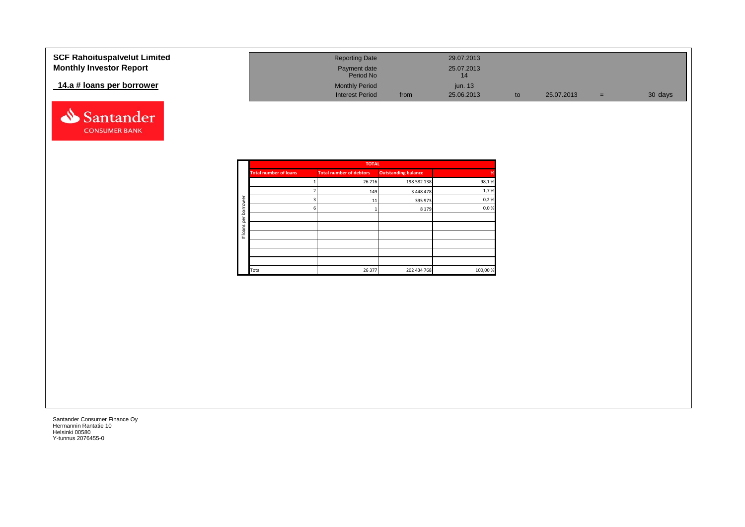**SCF Rahoituspalvelut Limited**
**Monthly Investor Report**

**14.a # loans per borrower**

| | | | | | | |
|---|---|---|---|---|---|---|
| Reporting Date | | 29.07.2013 | | | | |
| Payment date | | 25.07.2013 | | | | |
| Period No | | 14 | | | | |
| Monthly Period | | jun. 13 | | | | |
| Interest Period | from | 25.06.2013 | to | 25.07.2013 | = | 30 days |

| # loans per borrower | TOTAL | | | |
|---|---|---|---|---|
| | **Total number of loans** | **Total number of debtors** | **Outstanding balance** | **%** |
| | 1 | 26 216 | 198 582 138 | 98,1 % |
| | 2 | 149 | 3 448 478 | 1,7 % |
| | 3 | 11 | 395 973 | 0,2 % |
| | 6 | 1 | 8 179 | 0,0 % |
| | | | | |
| | | | | |
| | | | | |
| | | | | |
| | | | | |
| | | | | |
| | Total | 26 377 | 202 434 768 | 100,00 % |

Santander Consumer Finance Oy
Hermannin Rantatie 10
Helsinki 00580
Y-tunnus 2076455-0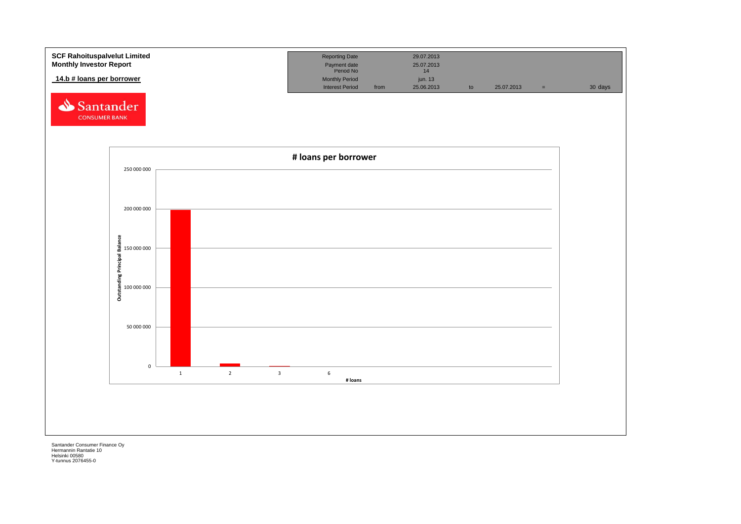**SCF Rahoituspalvelut Limited**
**Monthly Investor Report**

**14.b # loans per borrower**

| Reporting Date | | 29.07.2013 | | | | |
|---|---|---|---|---|---|---|
| Payment date | | 25.07.2013 | | | | |
| Period No | | 14 | | | | |
| Monthly Period | | jun. 13 | | | | |
| Interest Period | from | 25.06.2013 | to | 25.07.2013 | = | 30 days |

**# loans per borrower**

Outstanding Principal Balance

250 000 000
200 000 000
150 000 000
100 000 000
50 000 000
0

1 2 3 6

# loans

Santander Consumer Finance Oy
Hermannin Rantatie 10
Helsinki 00580
Y-tunnus 2076455-0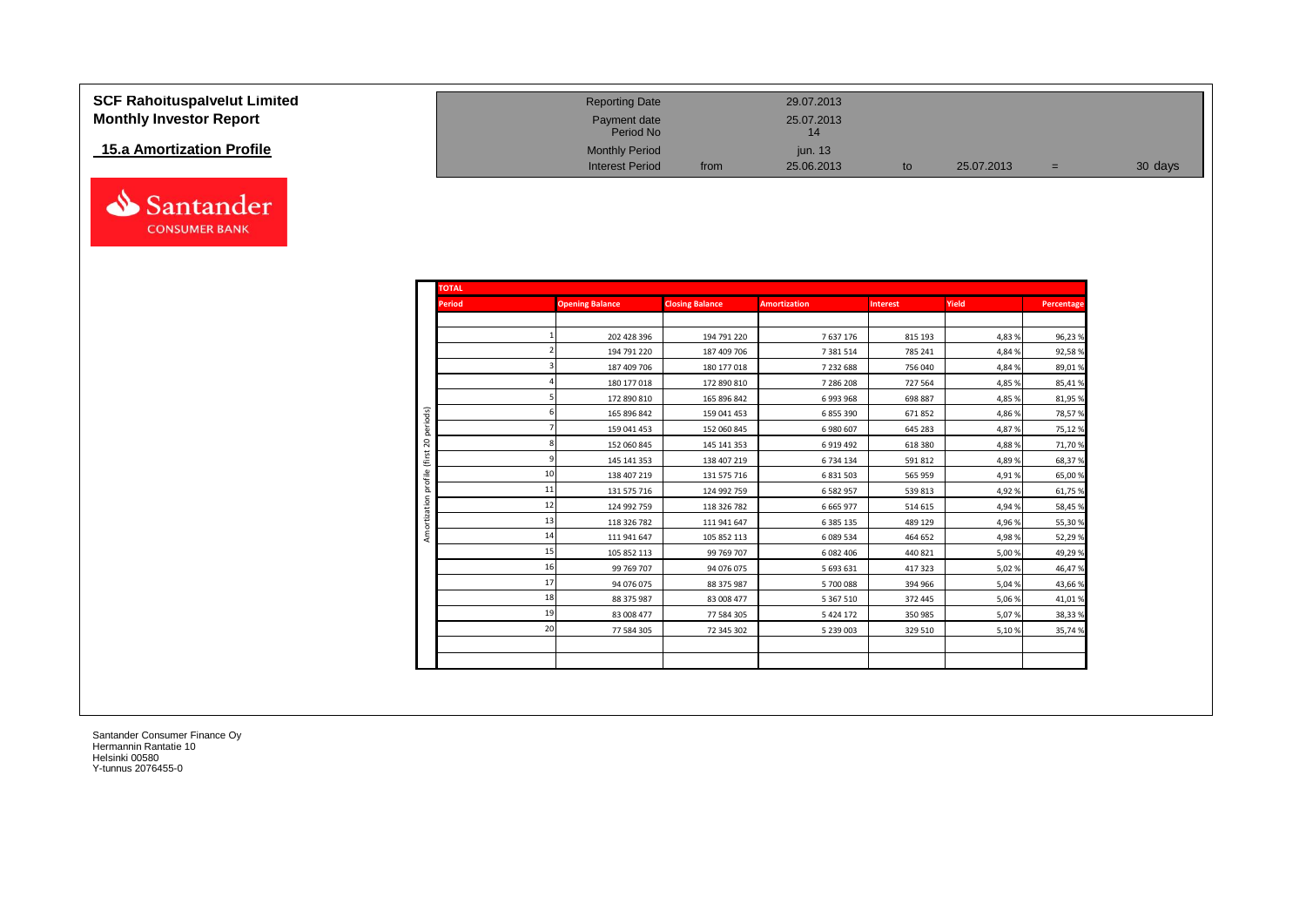**SCF Rahoituspalvelut Limited**
**Monthly Investor Report**

**15.a Amortization Profile**

| | | | | | | |
|---|---|---|---|---|---|---|
| Reporting Date | | 29.07.2013 | | | | |
| Payment date | | 25.07.2013 | | | | |
| Period No | | 14 | | | | |
| Monthly Period | | jun. 13 | | | | |
| Interest Period | from | 25.06.2013 | to | 25.07.2013 | = | 30 days |

**TOTAL**

Amortization profile (first 20 periods)

| Period | Opening Balance | Closing Balance | Amortization | Interest | Yield | Percentage |
|---|---|---|---|---|---|---|
| 1 | 202 428 396 | 194 791 220 | 7 637 176 | 815 193 | 4,83 % | 96,23 % |
| 2 | 194 791 220 | 187 409 706 | 7 381 514 | 785 241 | 4,84 % | 92,58 % |
| 3 | 187 409 706 | 180 177 018 | 7 232 688 | 756 040 | 4,84 % | 89,01 % |
| 4 | 180 177 018 | 172 890 810 | 7 286 208 | 727 564 | 4,85 % | 85,41 % |
| 5 | 172 890 810 | 165 896 842 | 6 993 968 | 698 887 | 4,85 % | 81,95 % |
| 6 | 165 896 842 | 159 041 453 | 6 855 390 | 671 852 | 4,86 % | 78,57 % |
| 7 | 159 041 453 | 152 060 845 | 6 980 607 | 645 283 | 4,87 % | 75,12 % |
| 8 | 152 060 845 | 145 141 353 | 6 919 492 | 618 380 | 4,88 % | 71,70 % |
| 9 | 145 141 353 | 138 407 219 | 6 734 134 | 591 812 | 4,89 % | 68,37 % |
| 10 | 138 407 219 | 131 575 716 | 6 831 503 | 565 959 | 4,91 % | 65,00 % |
| 11 | 131 575 716 | 124 992 759 | 6 582 957 | 539 813 | 4,92 % | 61,75 % |
| 12 | 124 992 759 | 118 326 782 | 6 665 977 | 514 615 | 4,94 % | 58,45 % |
| 13 | 118 326 782 | 111 941 647 | 6 385 135 | 489 129 | 4,96 % | 55,30 % |
| 14 | 111 941 647 | 105 852 113 | 6 089 534 | 464 652 | 4,98 % | 52,29 % |
| 15 | 105 852 113 | 99 769 707 | 6 082 406 | 440 821 | 5,00 % | 49,29 % |
| 16 | 99 769 707 | 94 076 075 | 5 693 631 | 417 323 | 5,02 % | 46,47 % |
| 17 | 94 076 075 | 88 375 987 | 5 700 088 | 394 966 | 5,04 % | 43,66 % |
| 18 | 88 375 987 | 83 008 477 | 5 367 510 | 372 445 | 5,06 % | 41,01 % |
| 19 | 83 008 477 | 77 584 305 | 5 424 172 | 350 985 | 5,07 % | 38,33 % |
| 20 | 77 584 305 | 72 345 302 | 5 239 003 | 329 510 | 5,10 % | 35,74 % |

Santander Consumer Finance Oy
Hermannin Rantatie 10
Helsinki 00580
Y-tunnus 2076455-0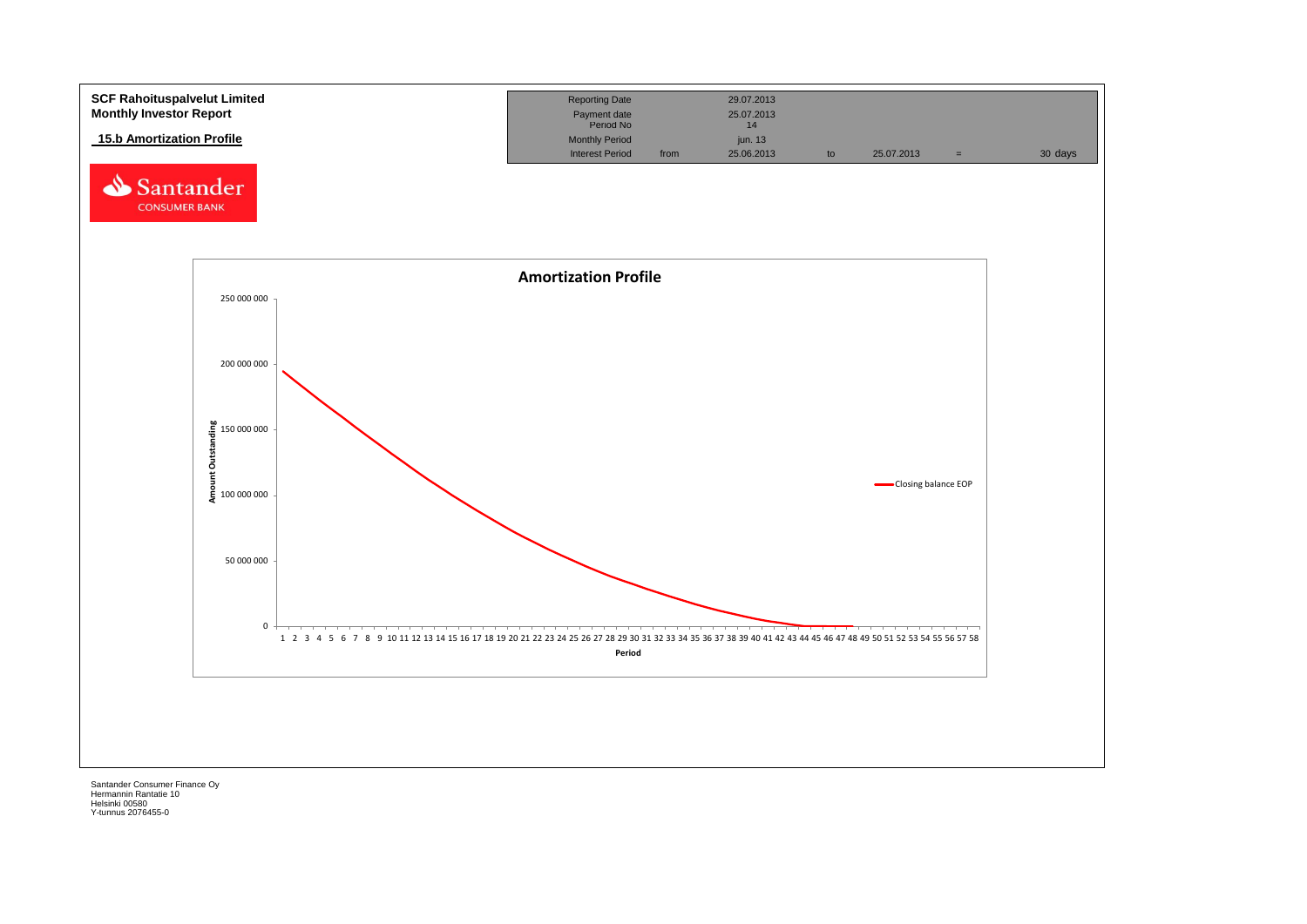**SCF Rahoituspalvelut Limited**
**Monthly Investor Report**

**15.b Amortization Profile**

| Reporting Date | | 29.07.2013 | | | | |
|---|---|---|---|---|---|---|
| Payment date | | 25.07.2013 | | | | |
| Period No | | 14 | | | | |
| Monthly Period | | jun. 13 | | | | |
| Interest Period | from | 25.06.2013 | to | 25.07.2013 | = | 30 days |

Santander CONSUMER BANK

**Amortization Profile**

Amount Outstanding (y-axis: 0 – 250 000 000); Period (x-axis: 1 – 58)

Closing balance EOP

Santander Consumer Finance Oy
Hermannin Rantatie 10
Helsinki 00580
Y-tunnus 2076455-0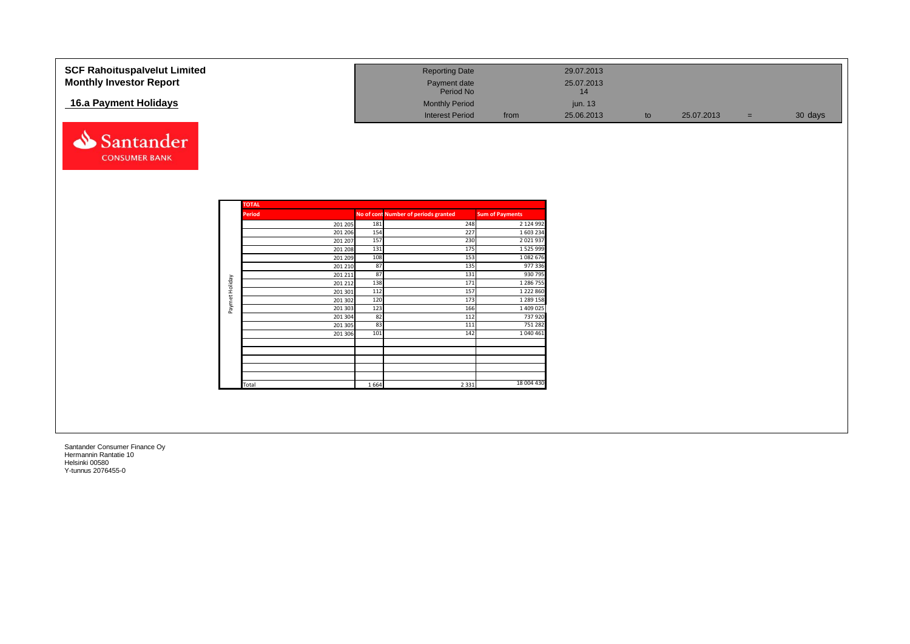# SCF Rahoituspalvelut Limited
## Monthly Investor Report

## 16.a Payment Holidays

| | | | | | | | |
|---|---|---|---|---|---|---|---|
| Reporting Date | | 29.07.2013 | | | | | |
| Payment date | | 25.07.2013 | | | | | |
| Period No | | 14 | | | | | |
| Monthly Period | | jun. 13 | | | | | |
| Interest Period | from | 25.06.2013 | to | 25.07.2013 | = | 30 | days |

Santander CONSUMER BANK

| | TOTAL | | | |
|---|---|---|---|---|
| | **Period** | **No of cont** | **Number of periods granted** | **Sum of Payments** |
| Paymet Holiday | 201 205 | 181 | 248 | 2 124 992 |
| | 201 206 | 154 | 227 | 1 603 234 |
| | 201 207 | 157 | 230 | 2 021 937 |
| | 201 208 | 131 | 175 | 1 525 999 |
| | 201 209 | 108 | 153 | 1 082 676 |
| | 201 210 | 87 | 135 | 977 336 |
| | 201 211 | 87 | 131 | 930 795 |
| | 201 212 | 138 | 171 | 1 286 755 |
| | 201 301 | 112 | 157 | 1 222 860 |
| | 201 302 | 120 | 173 | 1 289 158 |
| | 201 303 | 123 | 166 | 1 409 025 |
| | 201 304 | 82 | 112 | 737 920 |
| | 201 305 | 83 | 111 | 751 282 |
| | 201 306 | 101 | 142 | 1 040 461 |
| | | | | |
| | | | | |
| | | | | |
| | | | | |
| | Total | 1 664 | 2 331 | 18 004 430 |

Santander Consumer Finance Oy
Hermannin Rantatie 10
Helsinki 00580
Y-tunnus 2076455-0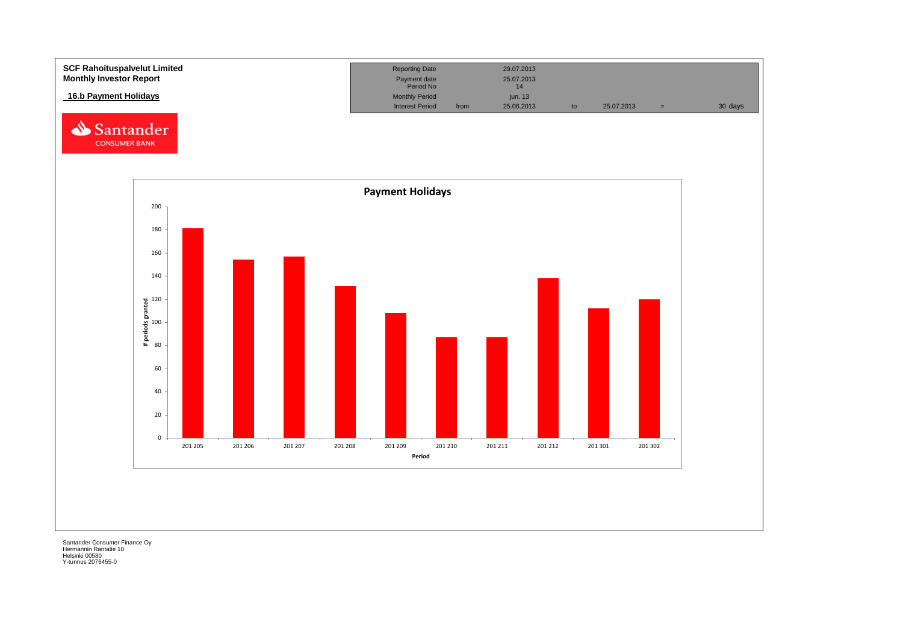**SCF Rahoituspalvelut Limited**
**Monthly Investor Report**

**16.b Payment Holidays**

| Reporting Date | | 29.07.2013 | | | | |
|---|---|---|---|---|---|---|
| Payment date | | 25.07.2013 | | | | |
| Period No | | 14 | | | | |
| Monthly Period | | jun. 13 | | | | |
| Interest Period | from | 25.06.2013 | to | 25.07.2013 | = | 30 days |

**Payment Holidays**

| Period | # periods granted |
|---|---|
| 201 205 | 181 |
| 201 206 | 154 |
| 201 207 | 157 |
| 201 208 | 131 |
| 201 209 | 108 |
| 201 210 | 87 |
| 201 211 | 87 |
| 201 212 | 138 |
| 201 301 | 112 |
| 201 302 | 120 |

Santander Consumer Finance Oy
Hermannin Rantatie 10
Helsinki 00580
Y-tunnus 2076455-0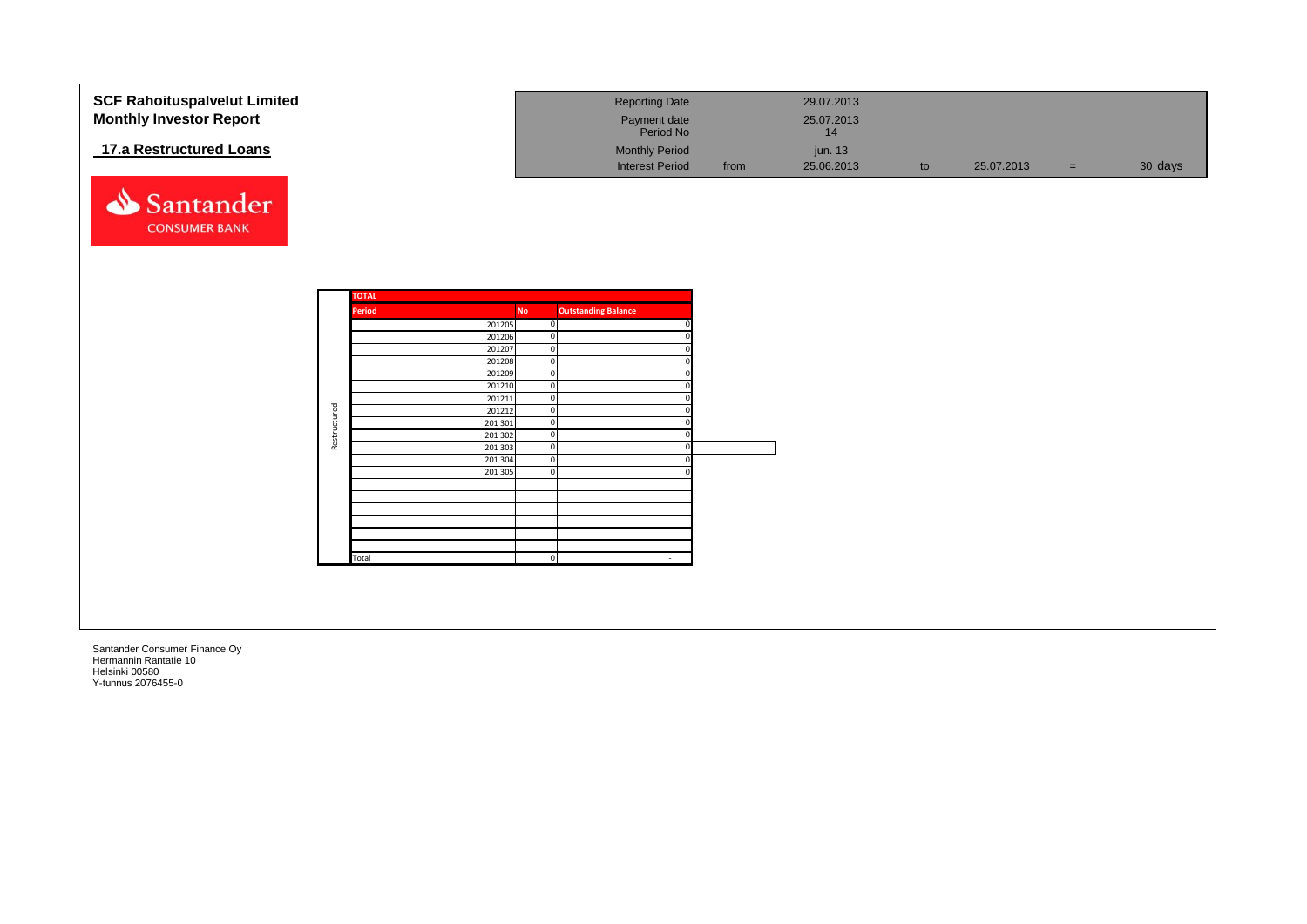# SCF Rahoituspalvelut Limited
## Monthly Investor Report

### 17.a Restructured Loans

| Reporting Date | | 29.07.2013 | | | | |
|---|---|---|---|---|---|---|
| Payment date | | 25.07.2013 | | | | |
| Period No | | 14 | | | | |
| Monthly Period | | jun. 13 | | | | |
| Interest Period | from | 25.06.2013 | to | 25.07.2013 | = | 30 days |

| | TOTAL | | |
|---|---|---|---|
| | Period | No | Outstanding Balance |
| Restructured | 201205 | 0 | 0 |
| | 201206 | 0 | 0 |
| | 201207 | 0 | 0 |
| | 201208 | 0 | 0 |
| | 201209 | 0 | 0 |
| | 201210 | 0 | 0 |
| | 201211 | 0 | 0 |
| | 201212 | 0 | 0 |
| | 201 301 | 0 | 0 |
| | 201 302 | 0 | 0 |
| | 201 303 | 0 | 0 |
| | 201 304 | 0 | 0 |
| | 201 305 | 0 | 0 |
| | | | |
| | | | |
| | | | |
| | | | |
| | | | |
| | | | |
| | Total | 0 | - |

Santander Consumer Finance Oy
Hermannin Rantatie 10
Helsinki 00580
Y-tunnus 2076455-0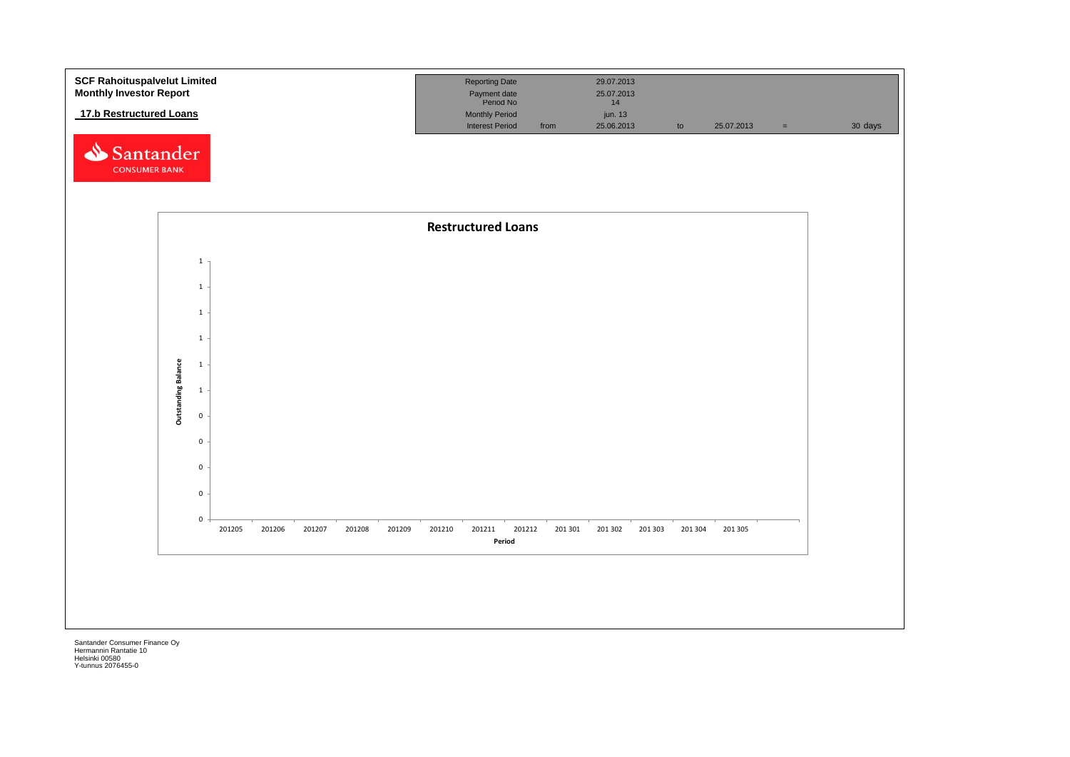**SCF Rahoituspalvelut Limited**
**Monthly Investor Report**

**17.b Restructured Loans**

| | | | | | | |
|---|---|---|---|---|---|---|
| Reporting Date | | 29.07.2013 | | | | |
| Payment date | | 25.07.2013 | | | | |
| Period No | | 14 | | | | |
| Monthly Period | | jun. 13 | | | | |
| Interest Period | from | 25.06.2013 | to | 25.07.2013 | = | 30 days |

**Restructured Loans**

Outstanding Balance

1
1
1
1
1
1
0
0
0
0
0

201205 201206 201207 201208 201209 201210 201211 201212 201 301 201 302 201 303 201 304 201 305

Period

Santander Consumer Finance Oy
Hermannin Rantatie 10
Helsinki 00580
Y-tunnus 2076455-0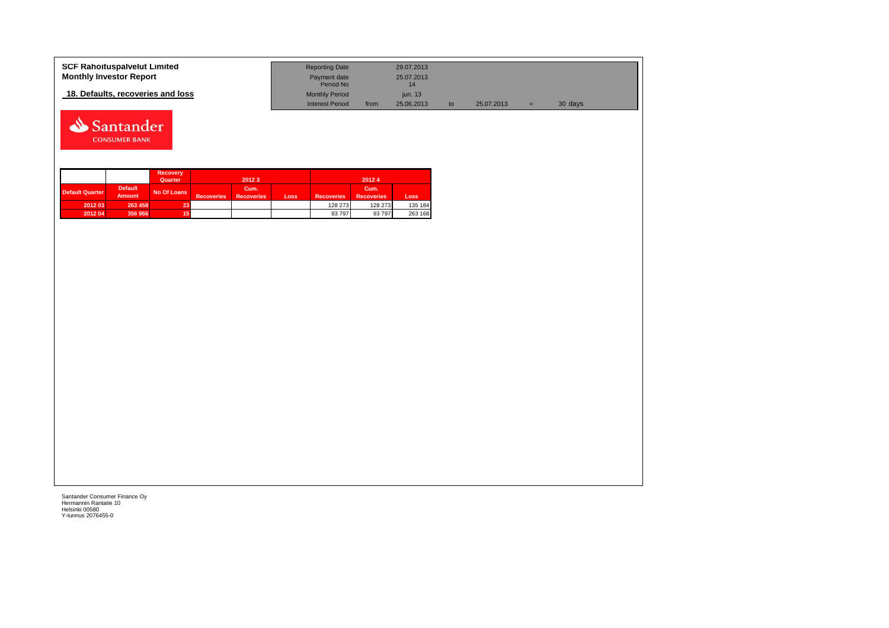**SCF Rahoituspalvelut Limited**
**Monthly Investor Report**

## 18. Defaults, recoveries and loss

| | | | | |
|---|---|---|---|---|
| Reporting Date | | 29.07.2013 | | |
| Payment date | | 25.07.2013 | | |
| Period No | | 14 | | |
| Monthly Period | | jun. 13 | | |
| Interest Period | from | 25.06.2013 | to | 25.07.2013 = 30 days |

| | | Recovery Quarter | 2012 3 | | | 2012 4 | | |
|---|---|---|---|---|---|---|---|---|
| Default Quarter | Default Amount | No Of Loans | Recoveries | Cum. Recoveries | Loss | Recoveries | Cum. Recoveries | Loss |
| 2012 03 | 263 458 | 23 | | | | 128 273 | 128 273 | 135 184 |
| 2012 04 | 356 966 | 15 | | | | 93 797 | 93 797 | 263 168 |

Santander Consumer Finance Oy
Hermannin Rantatie 10
Helsinki 00580
Y-tunnus 2076455-0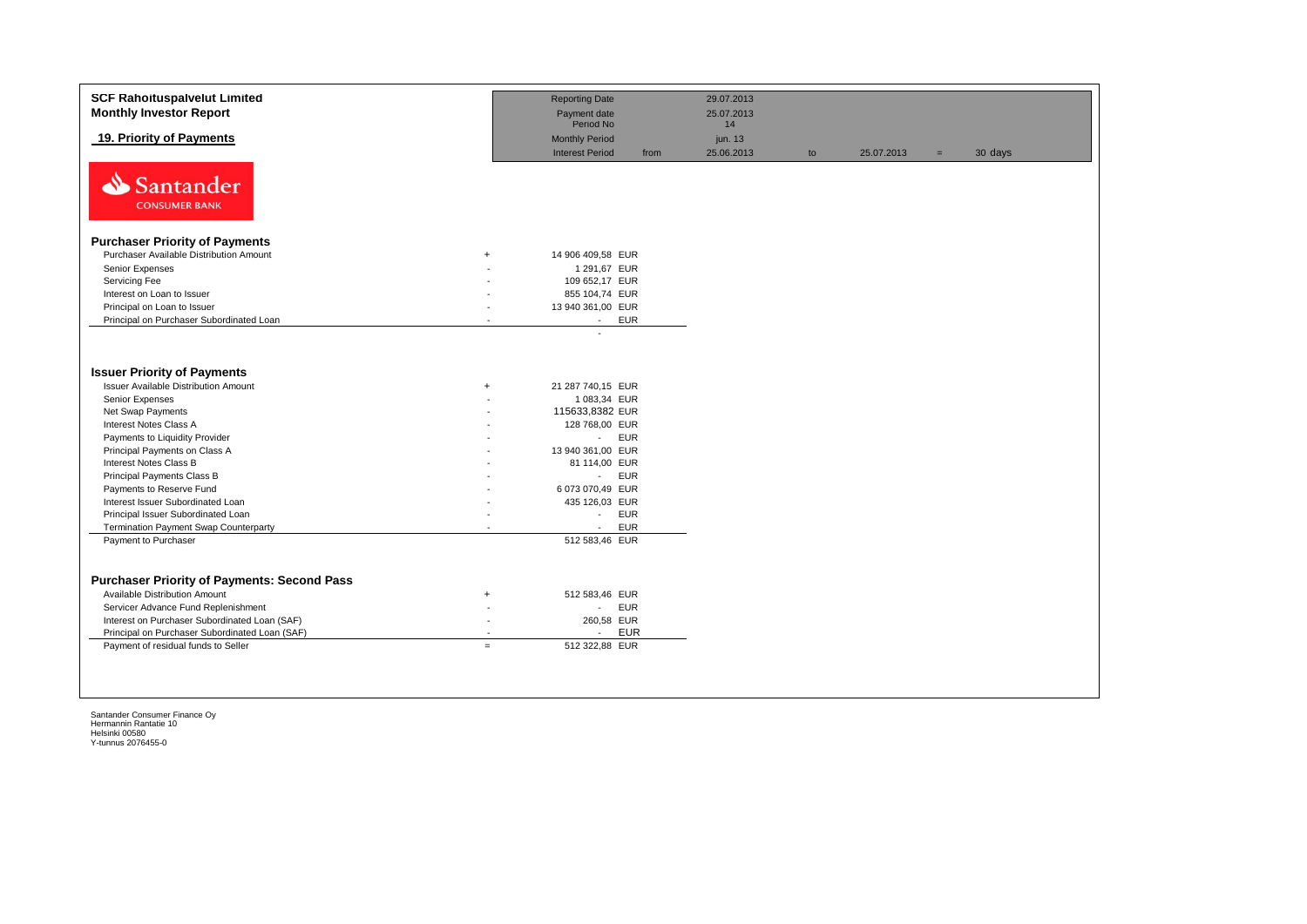**SCF Rahoituspalvelut Limited**
**Monthly Investor Report**

## 19. Priority of Payments

| | | | | | | | |
|---|---|---|---|---|---|---|---|
| Reporting Date | | 29.07.2013 | | | | | |
| Payment date | | 25.07.2013 | | | | | |
| Period No | | 14 | | | | | |
| Monthly Period | | jun. 13 | | | | | |
| Interest Period | from | 25.06.2013 | to | 25.07.2013 | = | 30 days | |

Santander
CONSUMER BANK

### Purchaser Priority of Payments

| | | | |
|---|---|---|---|
| Purchaser Available Distribution Amount | + | 14 906 409,58 | EUR |
| Senior Expenses | - | 1 291,67 | EUR |
| Servicing Fee | - | 109 652,17 | EUR |
| Interest on Loan to Issuer | - | 855 104,74 | EUR |
| Principal on Loan to Issuer | - | 13 940 361,00 | EUR |
| Principal on Purchaser Subordinated Loan | - | - | EUR |
| | | - | |

### Issuer Priority of Payments

| | | | |
|---|---|---|---|
| Issuer Available Distribution Amount | + | 21 287 740,15 | EUR |
| Senior Expenses | - | 1 083,34 | EUR |
| Net Swap Payments | - | 115633,8382 | EUR |
| Interest Notes Class A | - | 128 768,00 | EUR |
| Payments to Liquidity Provider | - | - | EUR |
| Principal Payments on Class A | - | 13 940 361,00 | EUR |
| Interest Notes Class B | - | 81 114,00 | EUR |
| Principal Payments Class B | - | - | EUR |
| Payments to Reserve Fund | - | 6 073 070,49 | EUR |
| Interest Issuer Subordinated Loan | - | 435 126,03 | EUR |
| Principal Issuer Subordinated Loan | - | - | EUR |
| Termination Payment Swap Counterparty | - | - | EUR |
| Payment to Purchaser | | 512 583,46 | EUR |

### Purchaser Priority of Payments: Second Pass

| | | | |
|---|---|---|---|
| Available Distribution Amount | + | 512 583,46 | EUR |
| Servicer Advance Fund Replenishment | - | - | EUR |
| Interest on Purchaser Subordinated Loan (SAF) | - | 260,58 | EUR |
| Principal on Purchaser Subordinated Loan (SAF) | - | - | EUR |
| Payment of residual funds to Seller | = | 512 322,88 | EUR |

Santander Consumer Finance Oy
Hermannin Rantatie 10
Helsinki 00580
Y-tunnus 2076455-0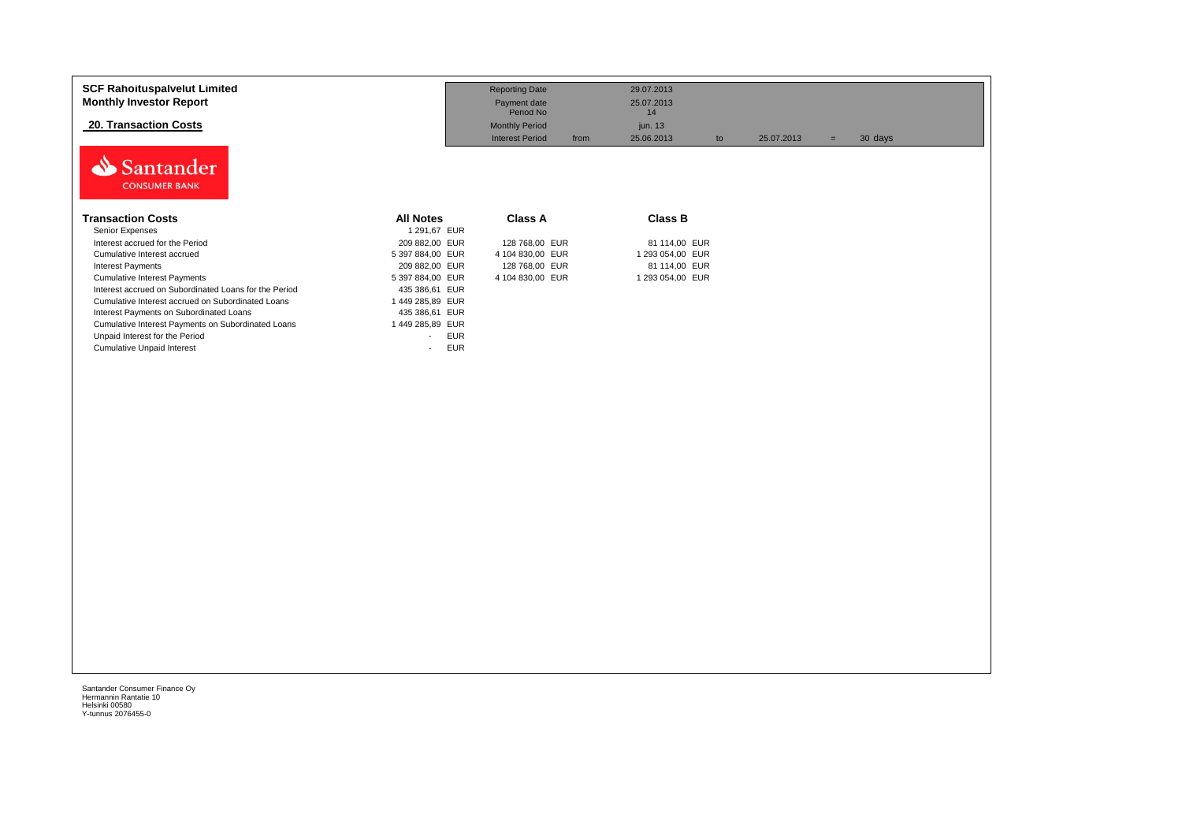**SCF Rahoituspalvelut Limited**
**Monthly Investor Report**

## 20. Transaction Costs

| | | | | | | |
|---|---|---|---|---|---|---|
| Reporting Date | | 29.07.2013 | | | | |
| Payment date | | 25.07.2013 | | | | |
| Period No | | 14 | | | | |
| Monthly Period | | jun. 13 | | | | |
| Interest Period | from | 25.06.2013 | to | 25.07.2013 | = | 30 days |

Santander
CONSUMER BANK

| Transaction Costs | All Notes | Class A | Class B |
|---|---|---|---|
| Senior Expenses | 1 291,67 EUR | | |
| Interest accrued for the Period | 209 882,00 EUR | 128 768,00 EUR | 81 114,00 EUR |
| Cumulative Interest accrued | 5 397 884,00 EUR | 4 104 830,00 EUR | 1 293 054,00 EUR |
| Interest Payments | 209 882,00 EUR | 128 768,00 EUR | 81 114,00 EUR |
| Cumulative Interest Payments | 5 397 884,00 EUR | 4 104 830,00 EUR | 1 293 054,00 EUR |
| Interest accrued on Subordinated Loans for the Period | 435 386,61 EUR | | |
| Cumulative Interest accrued on Subordinated Loans | 1 449 285,89 EUR | | |
| Interest Payments on Subordinated Loans | 435 386,61 EUR | | |
| Cumulative Interest Payments on Subordinated Loans | 1 449 285,89 EUR | | |
| Unpaid Interest for the Period | - EUR | | |
| Cumulative Unpaid Interest | - EUR | | |

Santander Consumer Finance Oy
Hermannin Rantatie 10
Helsinki 00580
Y-tunnus 2076455-0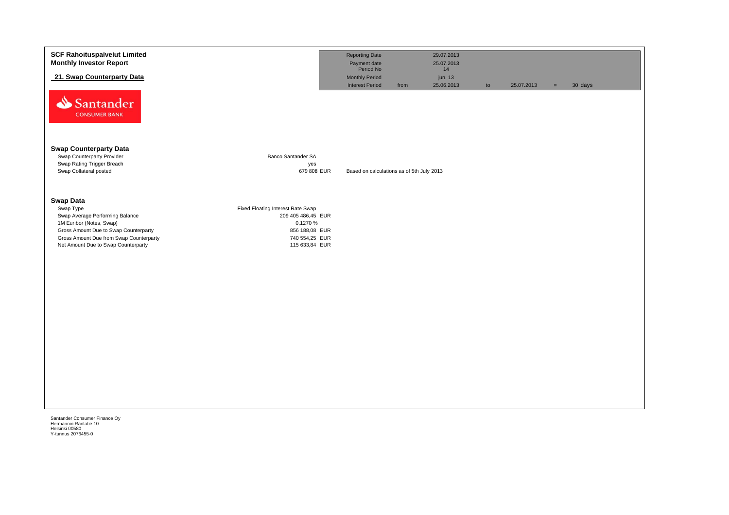**SCF Rahoituspalvelut Limited**
**Monthly Investor Report**

## 21. Swap Counterparty Data

| Reporting Date | | 29.07.2013 | | | | |
|---|---|---|---|---|---|---|
| Payment date | | 25.07.2013 | | | | |
| Period No | | 14 | | | | |
| Monthly Period | | jun. 13 | | | | |
| Interest Period | from | 25.06.2013 | to | 25.07.2013 | = | 30 days |

Santander CONSUMER BANK

### Swap Counterparty Data

| | | |
|---|---|---|
| Swap Counterparty Provider | Banco Santander SA | |
| Swap Rating Trigger Breach | yes | |
| Swap Collateral posted | 679 808 EUR | Based on calculations as of 5th July 2013 |

### Swap Data

| | |
|---|---|
| Swap Type | Fixed Floating Interest Rate Swap |
| Swap Average Performing Balance | 209 405 486,45 EUR |
| 1M Euribor (Notes, Swap) | 0,1270 % |
| Gross Amount Due to Swap Counterparty | 856 188,08 EUR |
| Gross Amount Due from Swap Counterparty | 740 554,25 EUR |
| Net Amount Due to Swap Counterparty | 115 633,84 EUR |

Santander Consumer Finance Oy
Hermannin Rantatie 10
Helsinki 00580
Y-tunnus 2076455-0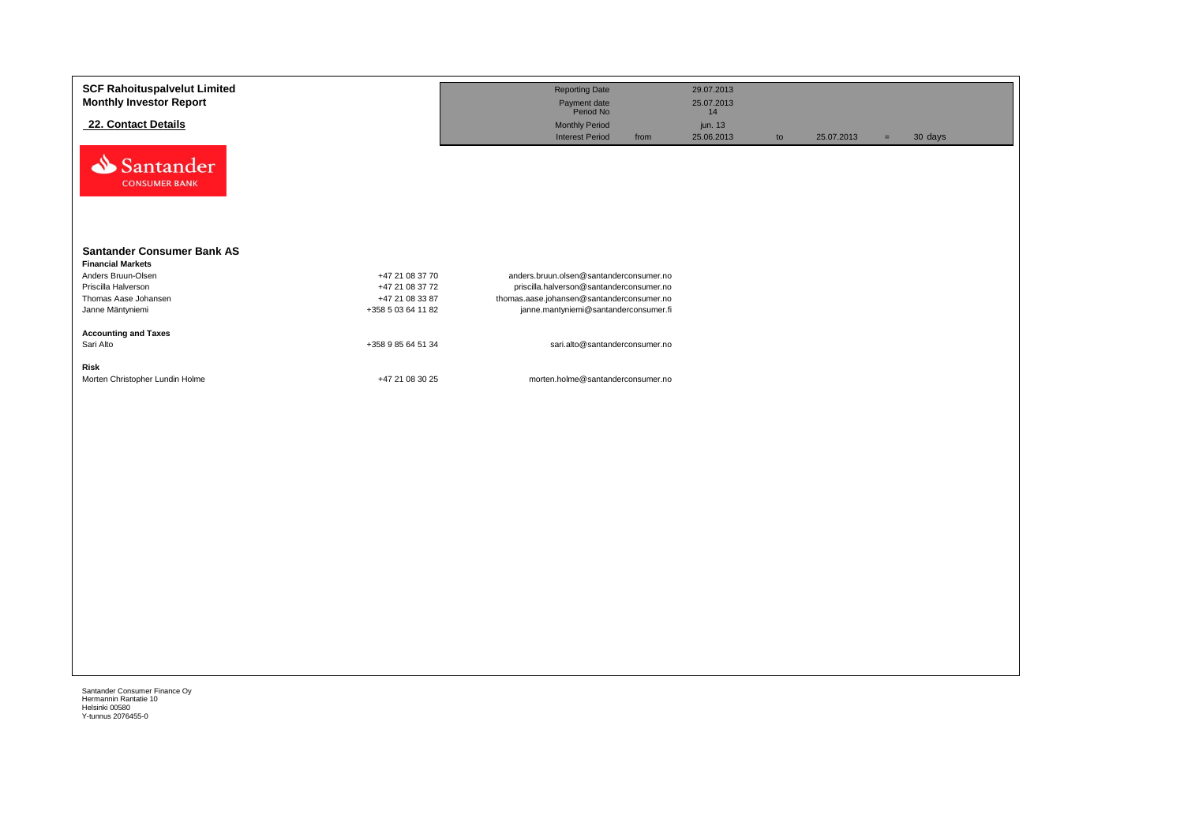**SCF Rahoituspalvelut Limited**
**Monthly Investor Report**

**22. Contact Details**

| | | | | | | | |
|---|---|---|---|---|---|---|---|
| Reporting Date | | 29.07.2013 | | | | | |
| Payment date | | 25.07.2013 | | | | | |
| Period No | | 14 | | | | | |
| Monthly Period | | jun. 13 | | | | | |
| Interest Period | from | 25.06.2013 | to | 25.07.2013 | = | 30 | days |

Santander CONSUMER BANK

## Santander Consumer Bank AS

**Financial Markets**

| | | |
|---|---|---|
| Anders Bruun-Olsen | +47 21 08 37 70 | anders.bruun.olsen@santanderconsumer.no |
| Priscilla Halverson | +47 21 08 37 72 | priscilla.halverson@santanderconsumer.no |
| Thomas Aase Johansen | +47 21 08 33 87 | thomas.aase.johansen@santanderconsumer.no |
| Janne Mäntyniemi | +358 5 03 64 11 82 | janne.mantyniemi@santanderconsumer.fi |

**Accounting and Taxes**

| | | |
|---|---|---|
| Sari Alto | +358 9 85 64 51 34 | sari.alto@santanderconsumer.no |

**Risk**

| | | |
|---|---|---|
| Morten Christopher Lundin Holme | +47 21 08 30 25 | morten.holme@santanderconsumer.no |

Santander Consumer Finance Oy
Hermannin Rantatie 10
Helsinki 00580
Y-tunnus 2076455-0